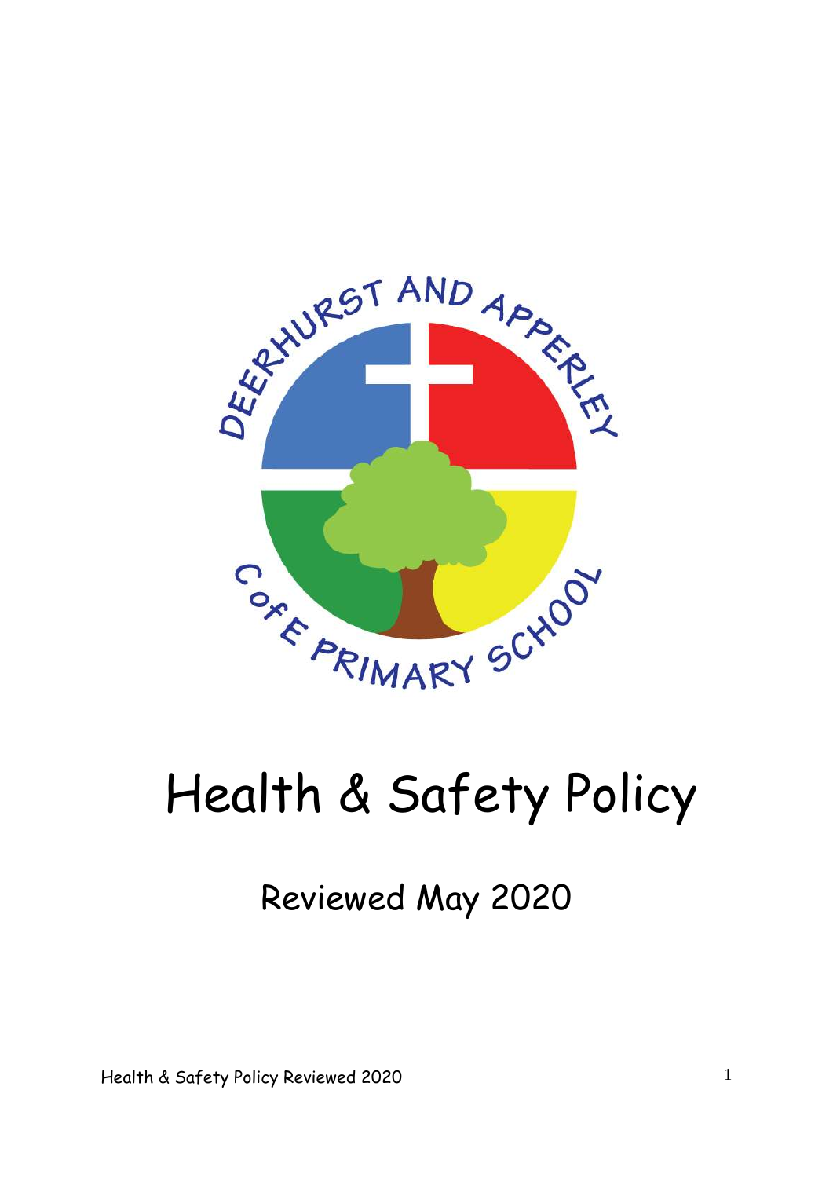# Health & Safety Policy

## Reviewed May 2020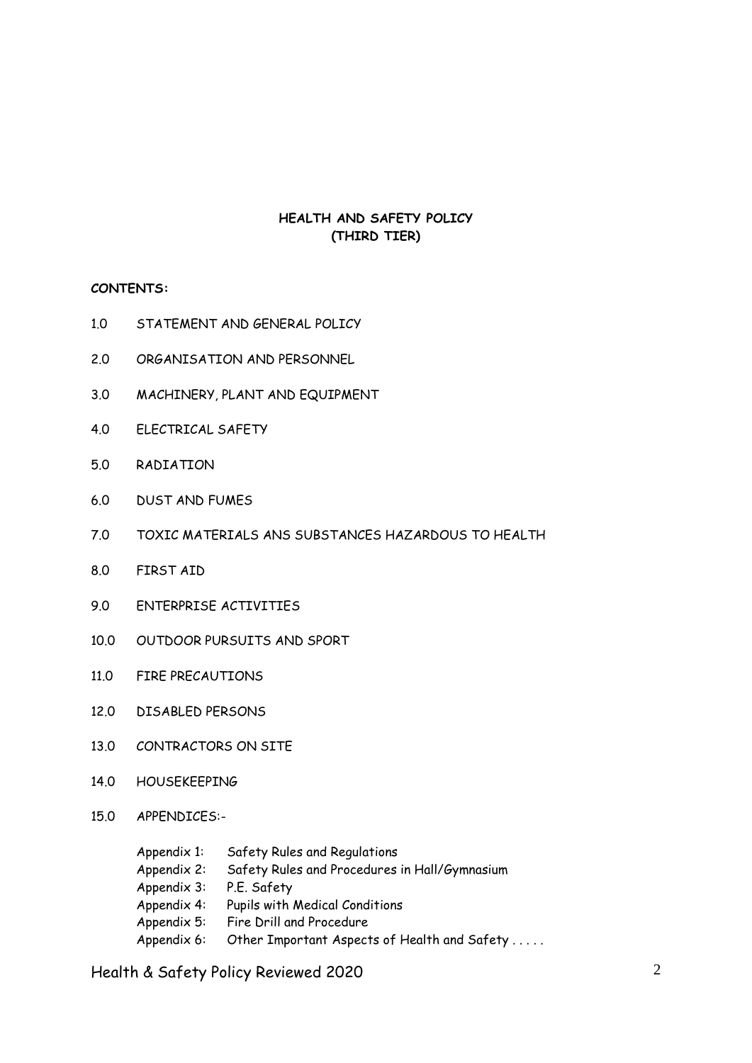**HEALTH AND SAFETY POLICY**
**(THIRD TIER)**

**CONTENTS:**

1.0 STATEMENT AND GENERAL POLICY

2.0 ORGANISATION AND PERSONNEL

3.0 MACHINERY, PLANT AND EQUIPMENT

4.0 ELECTRICAL SAFETY

5.0 RADIATION

6.0 DUST AND FUMES

7.0 TOXIC MATERIALS ANS SUBSTANCES HAZARDOUS TO HEALTH

8.0 FIRST AID

9.0 ENTERPRISE ACTIVITIES

10.0 OUTDOOR PURSUITS AND SPORT

11.0 FIRE PRECAUTIONS

12.0 DISABLED PERSONS

13.0 CONTRACTORS ON SITE

14.0 HOUSEKEEPING

15.0 APPENDICES:-

Appendix 1: Safety Rules and Regulations
Appendix 2: Safety Rules and Procedures in Hall/Gymnasium
Appendix 3: P.E. Safety
Appendix 4: Pupils with Medical Conditions
Appendix 5: Fire Drill and Procedure
Appendix 6: Other Important Aspects of Health and Safety . . . . .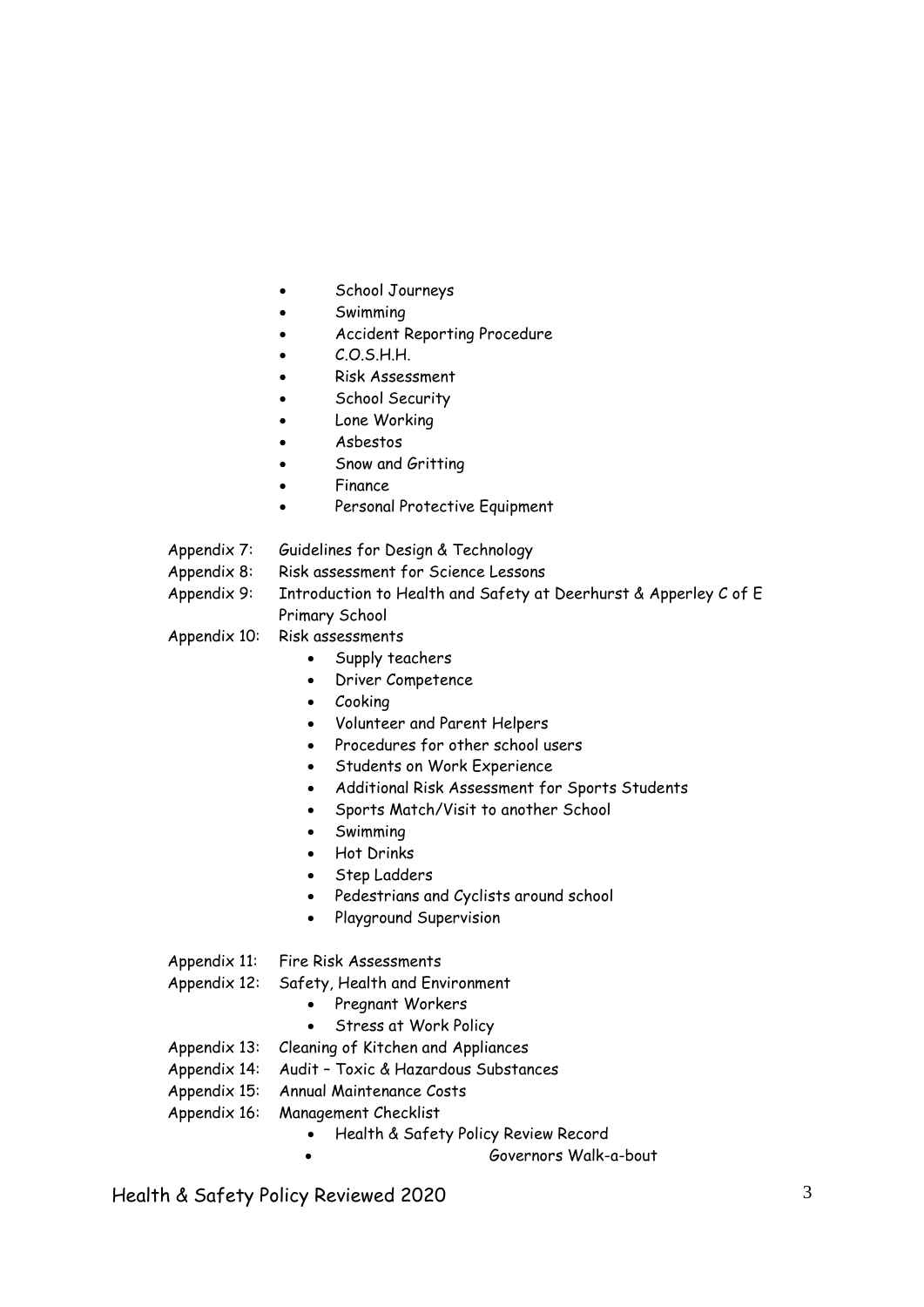- School Journeys
- Swimming
- Accident Reporting Procedure
- C.O.S.H.H.
- Risk Assessment
- School Security
- Lone Working
- Asbestos
- Snow and Gritting
- Finance
- Personal Protective Equipment

Appendix 7: Guidelines for Design & Technology

Appendix 8: Risk assessment for Science Lessons

Appendix 9: Introduction to Health and Safety at Deerhurst & Apperley C of E Primary School

Appendix 10: Risk assessments

- Supply teachers
- Driver Competence
- Cooking
- Volunteer and Parent Helpers
- Procedures for other school users
- Students on Work Experience
- Additional Risk Assessment for Sports Students
- Sports Match/Visit to another School
- Swimming
- Hot Drinks
- Step Ladders
- Pedestrians and Cyclists around school
- Playground Supervision

Appendix 11: Fire Risk Assessments

Appendix 12: Safety, Health and Environment

- Pregnant Workers
- Stress at Work Policy

Appendix 13: Cleaning of Kitchen and Appliances

Appendix 14: Audit – Toxic & Hazardous Substances

Appendix 15: Annual Maintenance Costs

Appendix 16: Management Checklist

- Health & Safety Policy Review Record
- Governors Walk-a-bout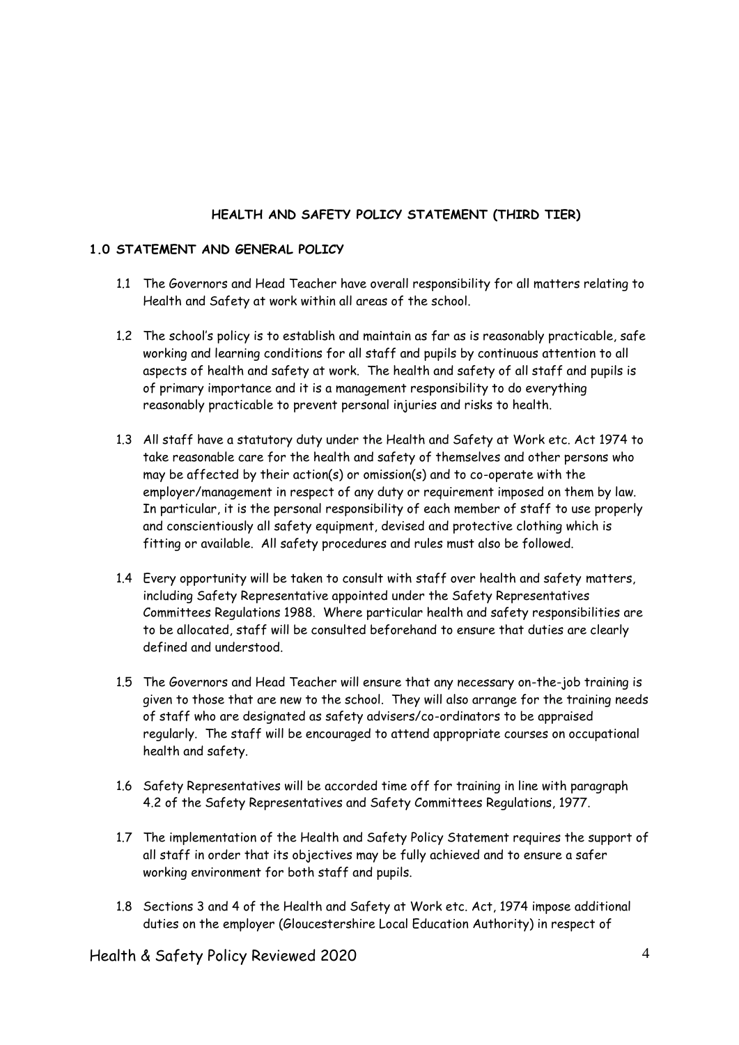## HEALTH AND SAFETY POLICY STATEMENT (THIRD TIER)

### 1.0 STATEMENT AND GENERAL POLICY

1.1 The Governors and Head Teacher have overall responsibility for all matters relating to Health and Safety at work within all areas of the school.

1.2 The school's policy is to establish and maintain as far as is reasonably practicable, safe working and learning conditions for all staff and pupils by continuous attention to all aspects of health and safety at work. The health and safety of all staff and pupils is of primary importance and it is a management responsibility to do everything reasonably practicable to prevent personal injuries and risks to health.

1.3 All staff have a statutory duty under the Health and Safety at Work etc. Act 1974 to take reasonable care for the health and safety of themselves and other persons who may be affected by their action(s) or omission(s) and to co-operate with the employer/management in respect of any duty or requirement imposed on them by law. In particular, it is the personal responsibility of each member of staff to use properly and conscientiously all safety equipment, devised and protective clothing which is fitting or available. All safety procedures and rules must also be followed.

1.4 Every opportunity will be taken to consult with staff over health and safety matters, including Safety Representative appointed under the Safety Representatives Committees Regulations 1988. Where particular health and safety responsibilities are to be allocated, staff will be consulted beforehand to ensure that duties are clearly defined and understood.

1.5 The Governors and Head Teacher will ensure that any necessary on-the-job training is given to those that are new to the school. They will also arrange for the training needs of staff who are designated as safety advisers/co-ordinators to be appraised regularly. The staff will be encouraged to attend appropriate courses on occupational health and safety.

1.6 Safety Representatives will be accorded time off for training in line with paragraph 4.2 of the Safety Representatives and Safety Committees Regulations, 1977.

1.7 The implementation of the Health and Safety Policy Statement requires the support of all staff in order that its objectives may be fully achieved and to ensure a safer working environment for both staff and pupils.

1.8 Sections 3 and 4 of the Health and Safety at Work etc. Act, 1974 impose additional duties on the employer (Gloucestershire Local Education Authority) in respect of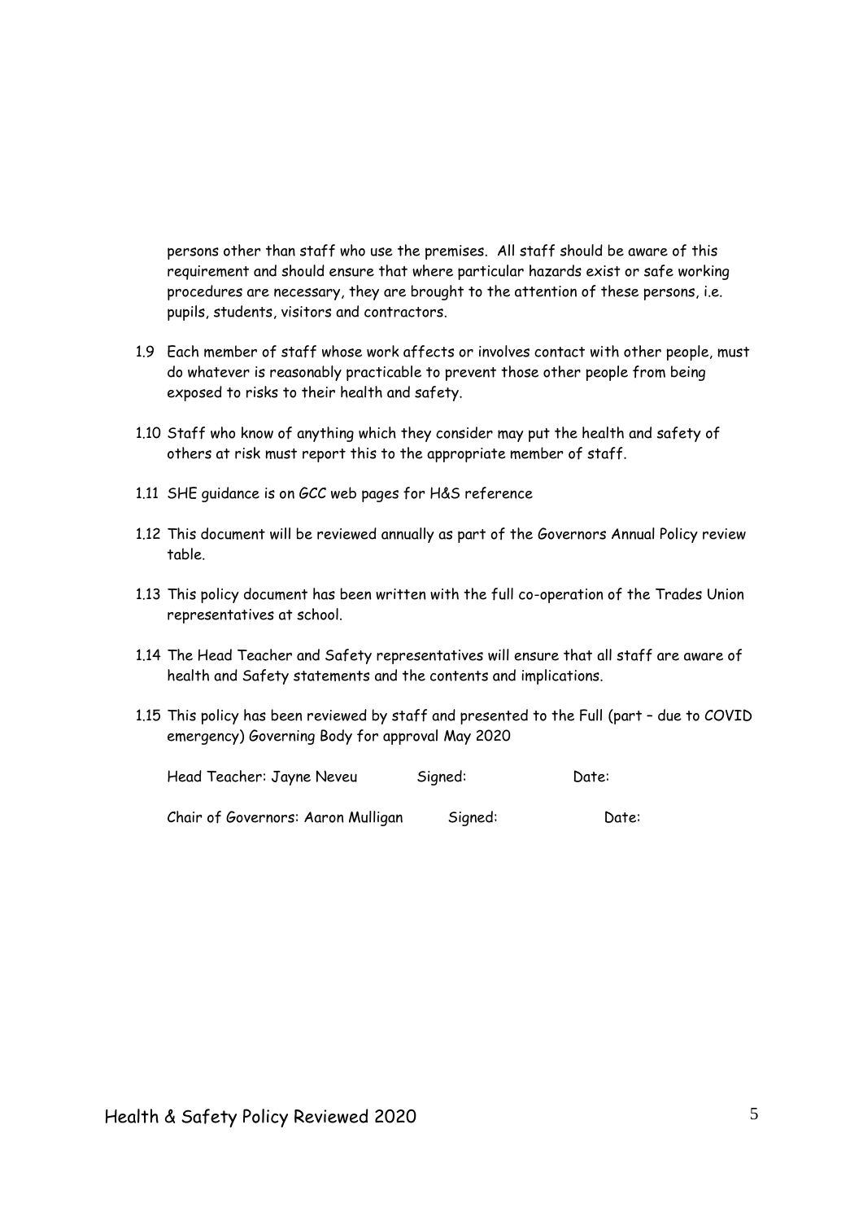persons other than staff who use the premises. All staff should be aware of this requirement and should ensure that where particular hazards exist or safe working procedures are necessary, they are brought to the attention of these persons, i.e. pupils, students, visitors and contractors.

1.9 Each member of staff whose work affects or involves contact with other people, must do whatever is reasonably practicable to prevent those other people from being exposed to risks to their health and safety.

1.10 Staff who know of anything which they consider may put the health and safety of others at risk must report this to the appropriate member of staff.

1.11 SHE guidance is on GCC web pages for H&S reference

1.12 This document will be reviewed annually as part of the Governors Annual Policy review table.

1.13 This policy document has been written with the full co-operation of the Trades Union representatives at school.

1.14 The Head Teacher and Safety representatives will ensure that all staff are aware of health and Safety statements and the contents and implications.

1.15 This policy has been reviewed by staff and presented to the Full (part – due to COVID emergency) Governing Body for approval May 2020

Head Teacher: Jayne Neveu Signed: Date:

Chair of Governors: Aaron Mulligan Signed: Date: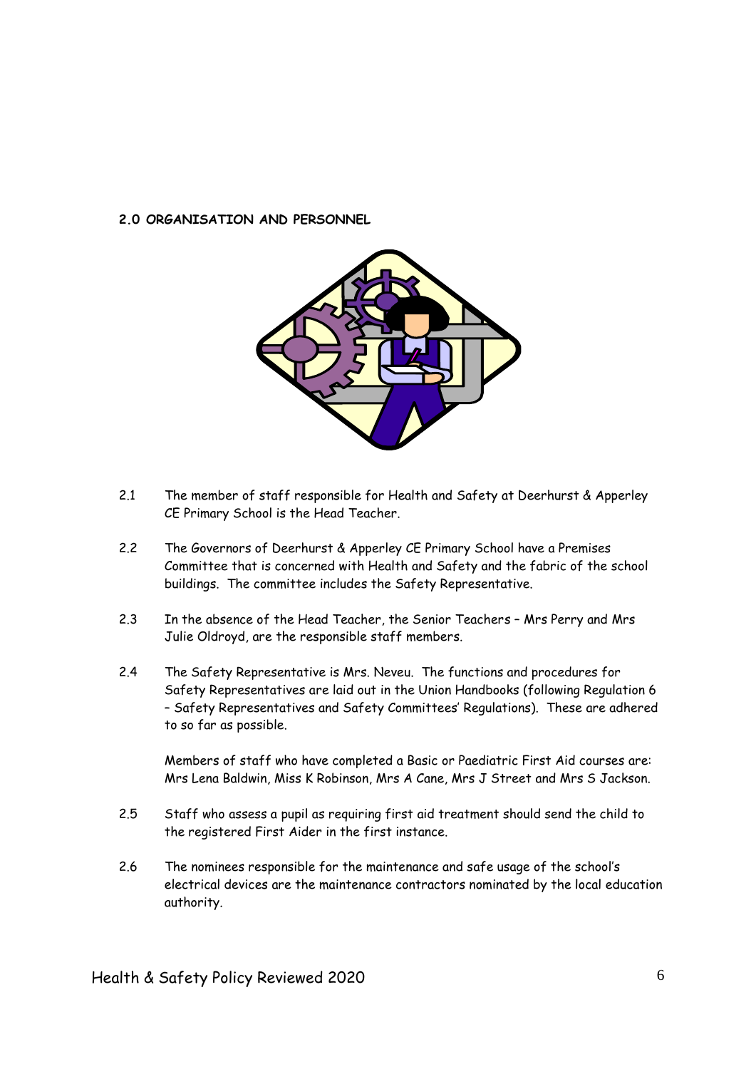**2.0 ORGANISATION AND PERSONNEL**

2.1 The member of staff responsible for Health and Safety at Deerhurst & Apperley CE Primary School is the Head Teacher.

2.2 The Governors of Deerhurst & Apperley CE Primary School have a Premises Committee that is concerned with Health and Safety and the fabric of the school buildings. The committee includes the Safety Representative.

2.3 In the absence of the Head Teacher, the Senior Teachers – Mrs Perry and Mrs Julie Oldroyd, are the responsible staff members.

2.4 The Safety Representative is Mrs. Neveu. The functions and procedures for Safety Representatives are laid out in the Union Handbooks (following Regulation 6 – Safety Representatives and Safety Committees' Regulations). These are adhered to so far as possible.

Members of staff who have completed a Basic or Paediatric First Aid courses are: Mrs Lena Baldwin, Miss K Robinson, Mrs A Cane, Mrs J Street and Mrs S Jackson.

2.5 Staff who assess a pupil as requiring first aid treatment should send the child to the registered First Aider in the first instance.

2.6 The nominees responsible for the maintenance and safe usage of the school's electrical devices are the maintenance contractors nominated by the local education authority.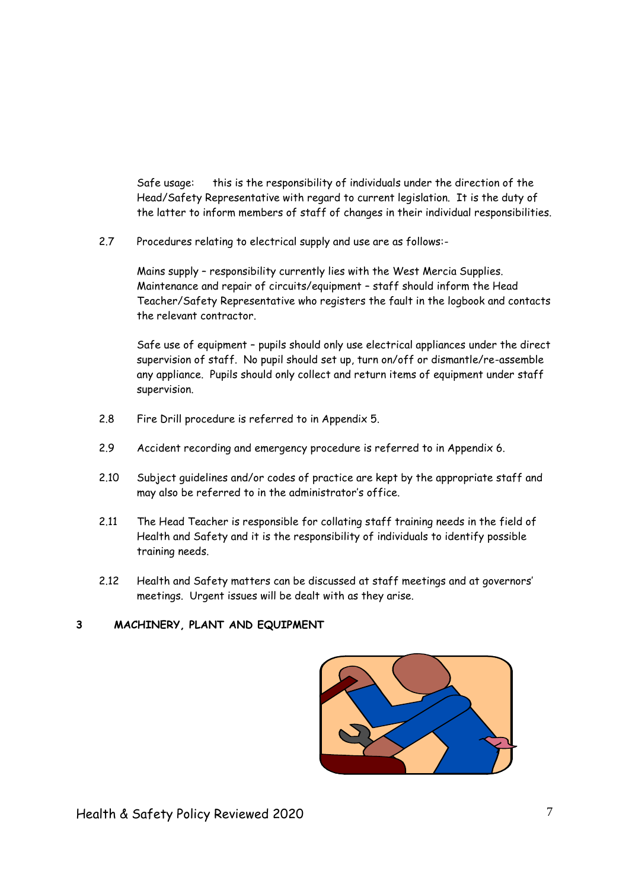Safe usage: this is the responsibility of individuals under the direction of the Head/Safety Representative with regard to current legislation. It is the duty of the latter to inform members of staff of changes in their individual responsibilities.

2.7 Procedures relating to electrical supply and use are as follows:-

Mains supply – responsibility currently lies with the West Mercia Supplies. Maintenance and repair of circuits/equipment – staff should inform the Head Teacher/Safety Representative who registers the fault in the logbook and contacts the relevant contractor.

Safe use of equipment – pupils should only use electrical appliances under the direct supervision of staff. No pupil should set up, turn on/off or dismantle/re-assemble any appliance. Pupils should only collect and return items of equipment under staff supervision.

2.8 Fire Drill procedure is referred to in Appendix 5.

2.9 Accident recording and emergency procedure is referred to in Appendix 6.

2.10 Subject guidelines and/or codes of practice are kept by the appropriate staff and may also be referred to in the administrator's office.

2.11 The Head Teacher is responsible for collating staff training needs in the field of Health and Safety and it is the responsibility of individuals to identify possible training needs.

2.12 Health and Safety matters can be discussed at staff meetings and at governors' meetings. Urgent issues will be dealt with as they arise.

## 3 MACHINERY, PLANT AND EQUIPMENT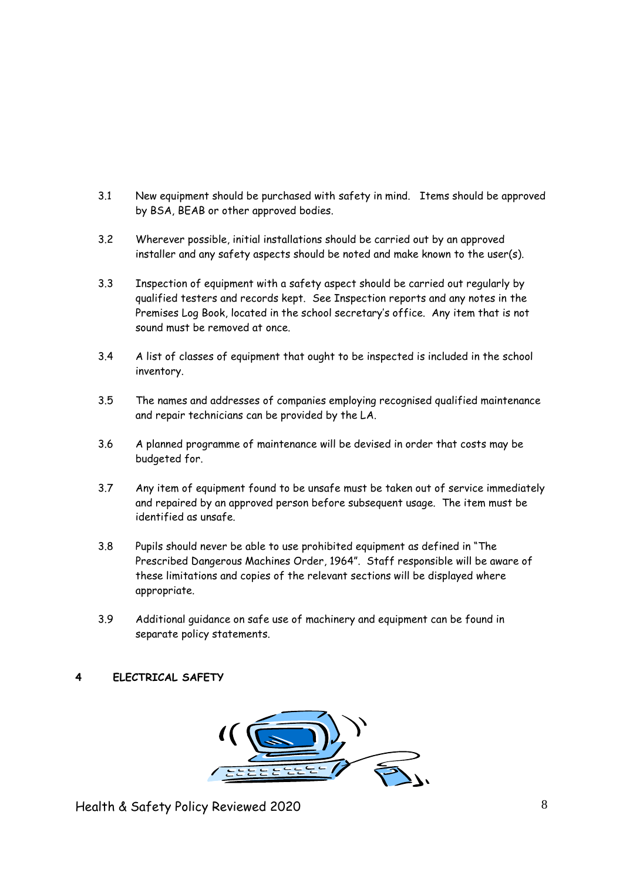3.1 New equipment should be purchased with safety in mind. Items should be approved by BSA, BEAB or other approved bodies.

3.2 Wherever possible, initial installations should be carried out by an approved installer and any safety aspects should be noted and make known to the user(s).

3.3 Inspection of equipment with a safety aspect should be carried out regularly by qualified testers and records kept. See Inspection reports and any notes in the Premises Log Book, located in the school secretary's office. Any item that is not sound must be removed at once.

3.4 A list of classes of equipment that ought to be inspected is included in the school inventory.

3.5 The names and addresses of companies employing recognised qualified maintenance and repair technicians can be provided by the LA.

3.6 A planned programme of maintenance will be devised in order that costs may be budgeted for.

3.7 Any item of equipment found to be unsafe must be taken out of service immediately and repaired by an approved person before subsequent usage. The item must be identified as unsafe.

3.8 Pupils should never be able to use prohibited equipment as defined in "The Prescribed Dangerous Machines Order, 1964". Staff responsible will be aware of these limitations and copies of the relevant sections will be displayed where appropriate.

3.9 Additional guidance on safe use of machinery and equipment can be found in separate policy statements.

## 4 ELECTRICAL SAFETY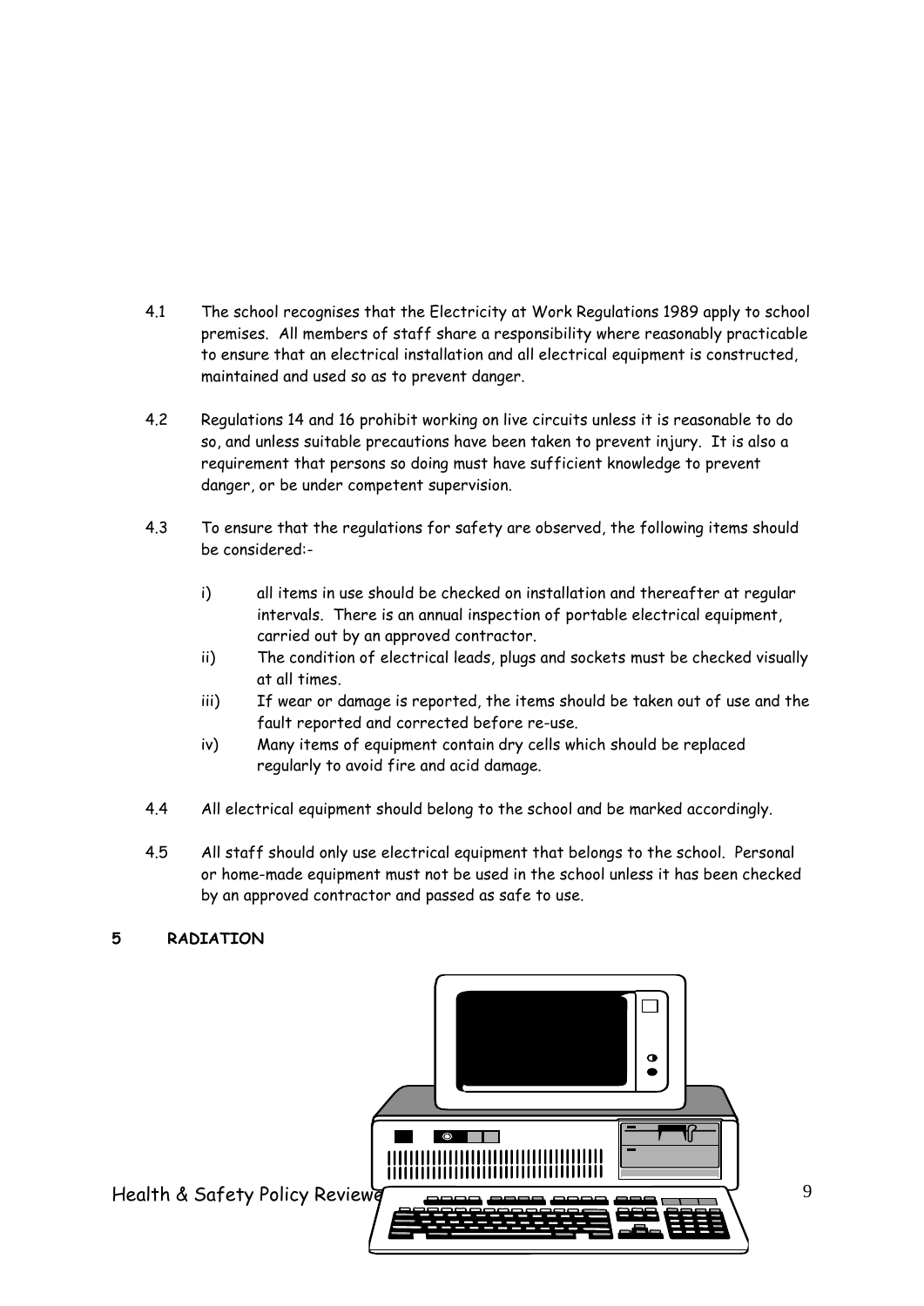4.1 The school recognises that the Electricity at Work Regulations 1989 apply to school premises. All members of staff share a responsibility where reasonably practicable to ensure that an electrical installation and all electrical equipment is constructed, maintained and used so as to prevent danger.

4.2 Regulations 14 and 16 prohibit working on live circuits unless it is reasonable to do so, and unless suitable precautions have been taken to prevent injury. It is also a requirement that persons so doing must have sufficient knowledge to prevent danger, or be under competent supervision.

4.3 To ensure that the regulations for safety are observed, the following items should be considered:-

i) all items in use should be checked on installation and thereafter at regular intervals. There is an annual inspection of portable electrical equipment, carried out by an approved contractor.

ii) The condition of electrical leads, plugs and sockets must be checked visually at all times.

iii) If wear or damage is reported, the items should be taken out of use and the fault reported and corrected before re-use.

iv) Many items of equipment contain dry cells which should be replaced regularly to avoid fire and acid damage.

4.4 All electrical equipment should belong to the school and be marked accordingly.

4.5 All staff should only use electrical equipment that belongs to the school. Personal or home-made equipment must not be used in the school unless it has been checked by an approved contractor and passed as safe to use.

**5 RADIATION**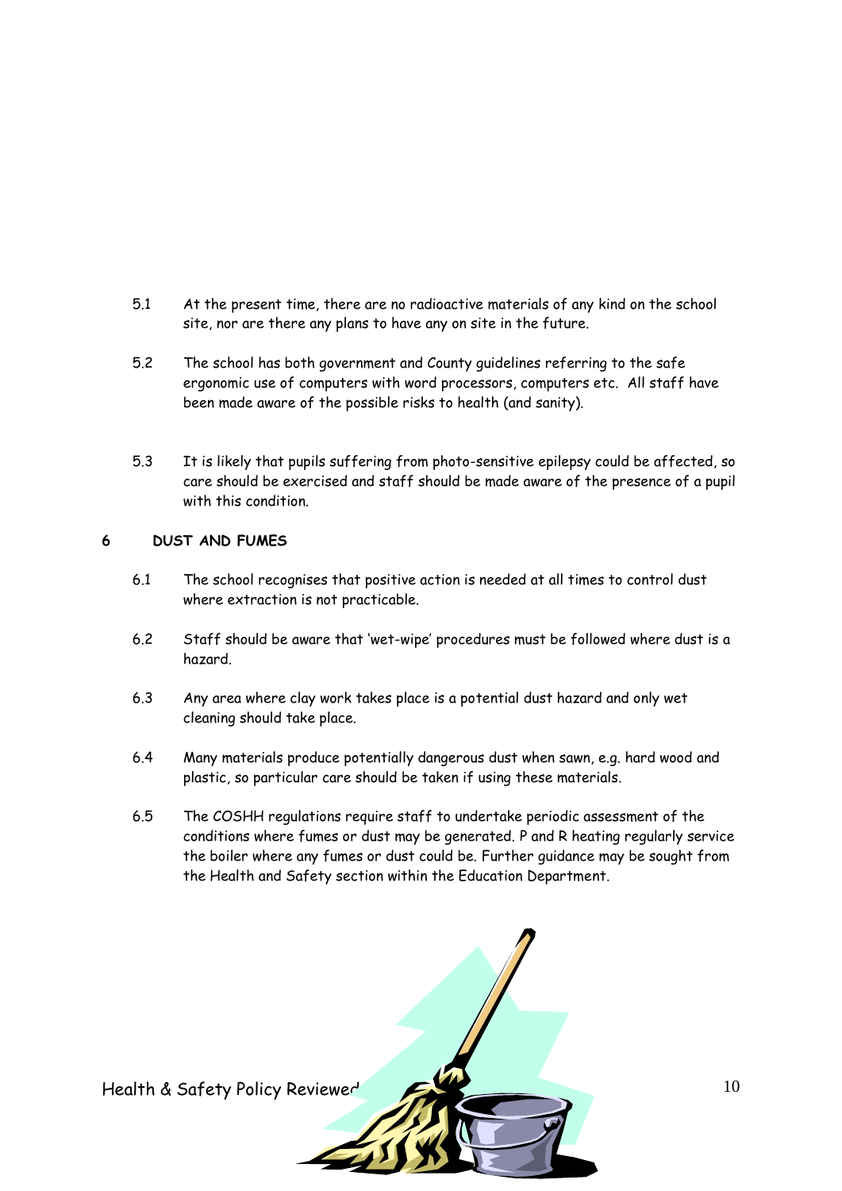5.1 At the present time, there are no radioactive materials of any kind on the school site, nor are there any plans to have any on site in the future.

5.2 The school has both government and County guidelines referring to the safe ergonomic use of computers with word processors, computers etc. All staff have been made aware of the possible risks to health (and sanity).

5.3 It is likely that pupils suffering from photo-sensitive epilepsy could be affected, so care should be exercised and staff should be made aware of the presence of a pupil with this condition.

## 6 DUST AND FUMES

6.1 The school recognises that positive action is needed at all times to control dust where extraction is not practicable.

6.2 Staff should be aware that 'wet-wipe' procedures must be followed where dust is a hazard.

6.3 Any area where clay work takes place is a potential dust hazard and only wet cleaning should take place.

6.4 Many materials produce potentially dangerous dust when sawn, e.g. hard wood and plastic, so particular care should be taken if using these materials.

6.5 The COSHH regulations require staff to undertake periodic assessment of the conditions where fumes or dust may be generated. P and R heating regularly service the boiler where any fumes or dust could be. Further guidance may be sought from the Health and Safety section within the Education Department.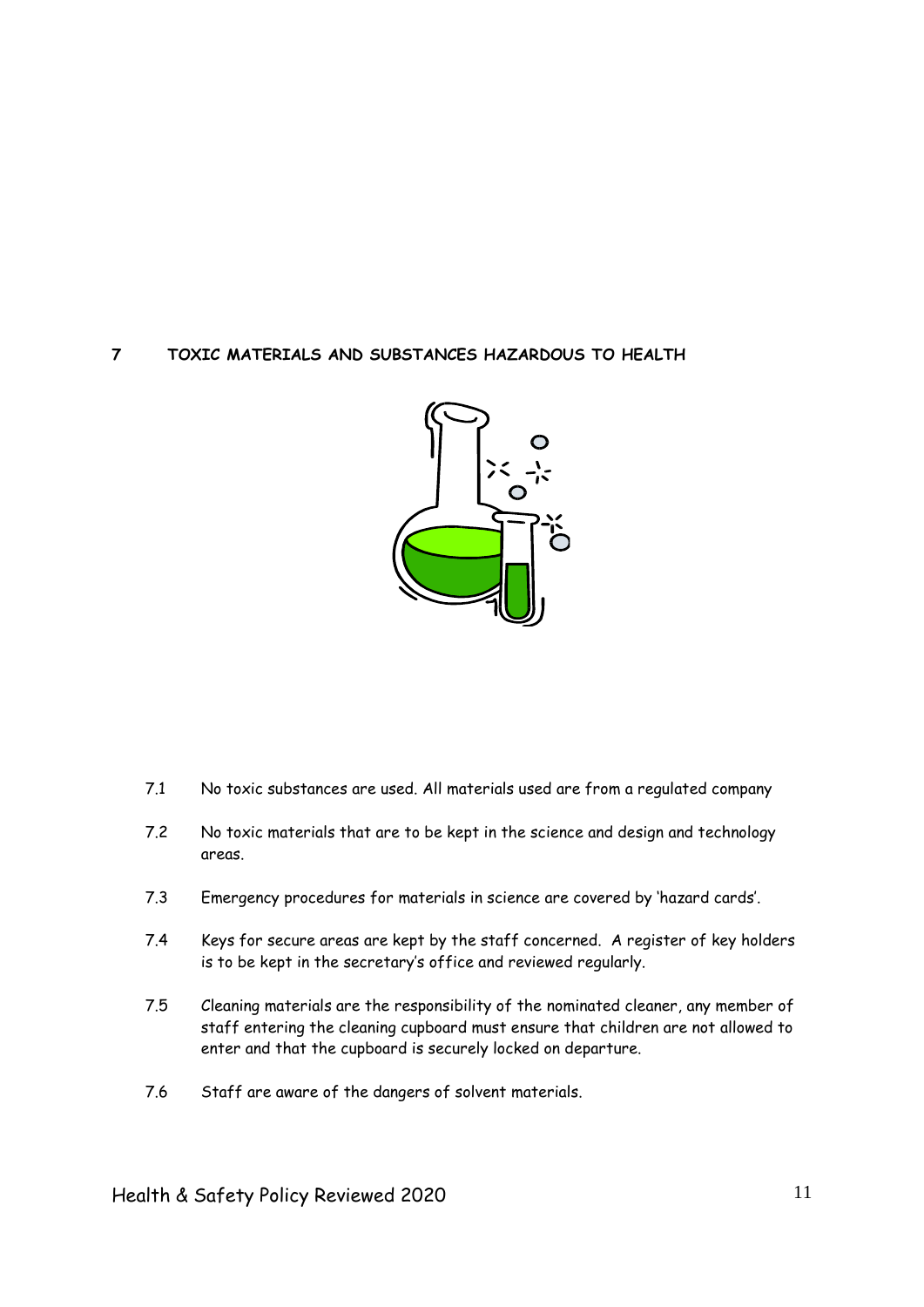## 7 TOXIC MATERIALS AND SUBSTANCES HAZARDOUS TO HEALTH

7.1 No toxic substances are used. All materials used are from a regulated company

7.2 No toxic materials that are to be kept in the science and design and technology areas.

7.3 Emergency procedures for materials in science are covered by 'hazard cards'.

7.4 Keys for secure areas are kept by the staff concerned. A register of key holders is to be kept in the secretary's office and reviewed regularly.

7.5 Cleaning materials are the responsibility of the nominated cleaner, any member of staff entering the cleaning cupboard must ensure that children are not allowed to enter and that the cupboard is securely locked on departure.

7.6 Staff are aware of the dangers of solvent materials.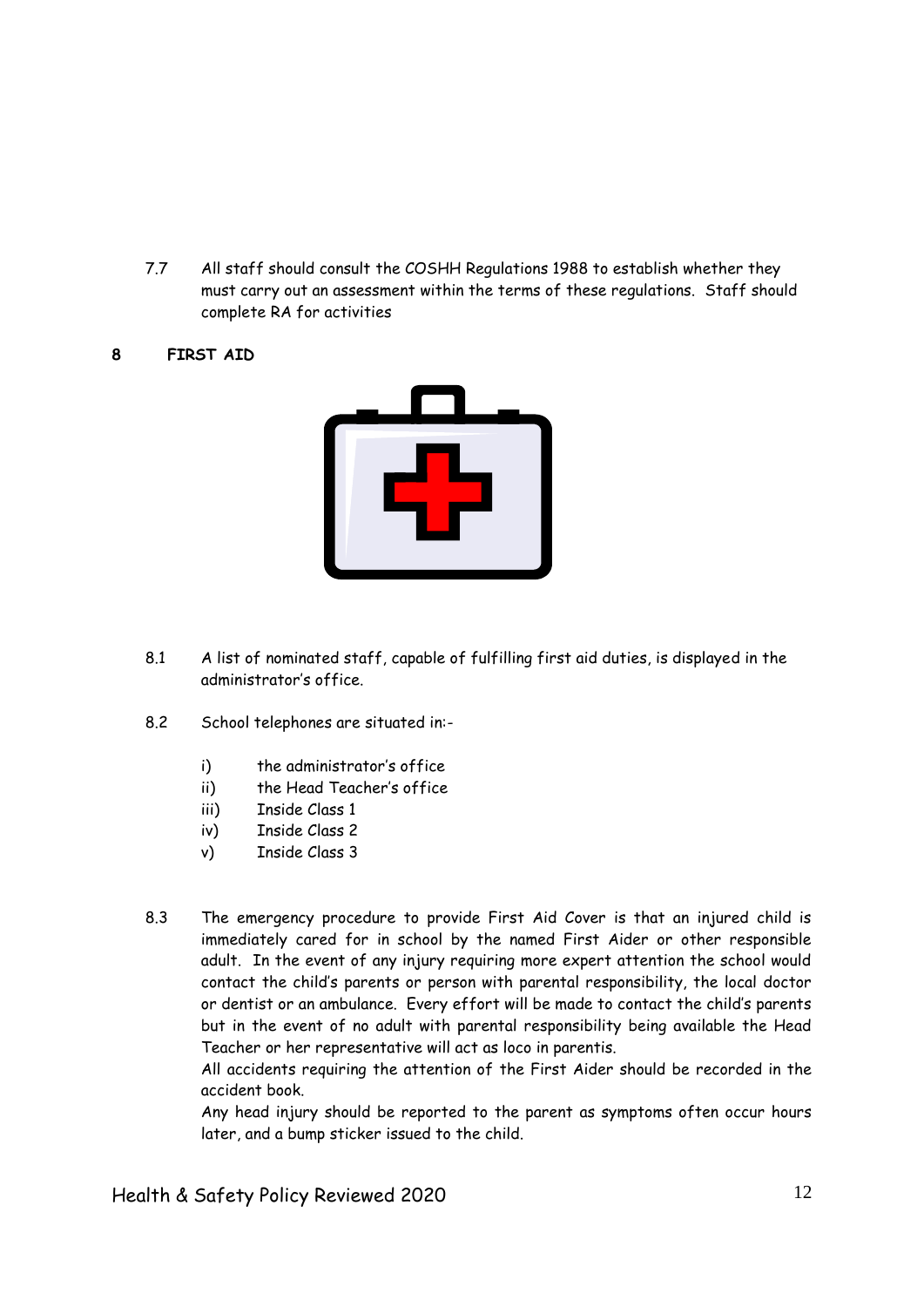7.7 All staff should consult the COSHH Regulations 1988 to establish whether they must carry out an assessment within the terms of these regulations. Staff should complete RA for activities

## 8 FIRST AID

8.1 A list of nominated staff, capable of fulfilling first aid duties, is displayed in the administrator's office.

8.2 School telephones are situated in:-

i) the administrator's office
ii) the Head Teacher's office
iii) Inside Class 1
iv) Inside Class 2
v) Inside Class 3

8.3 The emergency procedure to provide First Aid Cover is that an injured child is immediately cared for in school by the named First Aider or other responsible adult. In the event of any injury requiring more expert attention the school would contact the child's parents or person with parental responsibility, the local doctor or dentist or an ambulance. Every effort will be made to contact the child's parents but in the event of no adult with parental responsibility being available the Head Teacher or her representative will act as loco in parentis.

All accidents requiring the attention of the First Aider should be recorded in the accident book.

Any head injury should be reported to the parent as symptoms often occur hours later, and a bump sticker issued to the child.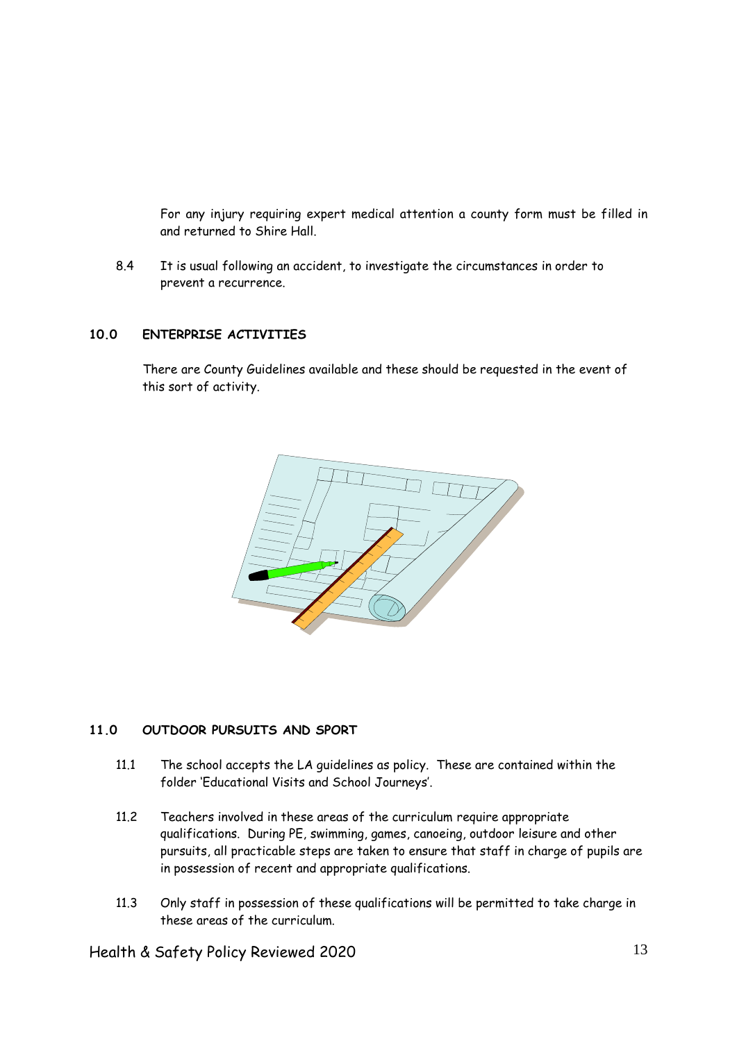For any injury requiring expert medical attention a county form must be filled in and returned to Shire Hall.

8.4 It is usual following an accident, to investigate the circumstances in order to prevent a recurrence.

## 10.0 ENTERPRISE ACTIVITIES

There are County Guidelines available and these should be requested in the event of this sort of activity.

## 11.0 OUTDOOR PURSUITS AND SPORT

11.1 The school accepts the LA guidelines as policy. These are contained within the folder 'Educational Visits and School Journeys'.

11.2 Teachers involved in these areas of the curriculum require appropriate qualifications. During PE, swimming, games, canoeing, outdoor leisure and other pursuits, all practicable steps are taken to ensure that staff in charge of pupils are in possession of recent and appropriate qualifications.

11.3 Only staff in possession of these qualifications will be permitted to take charge in these areas of the curriculum.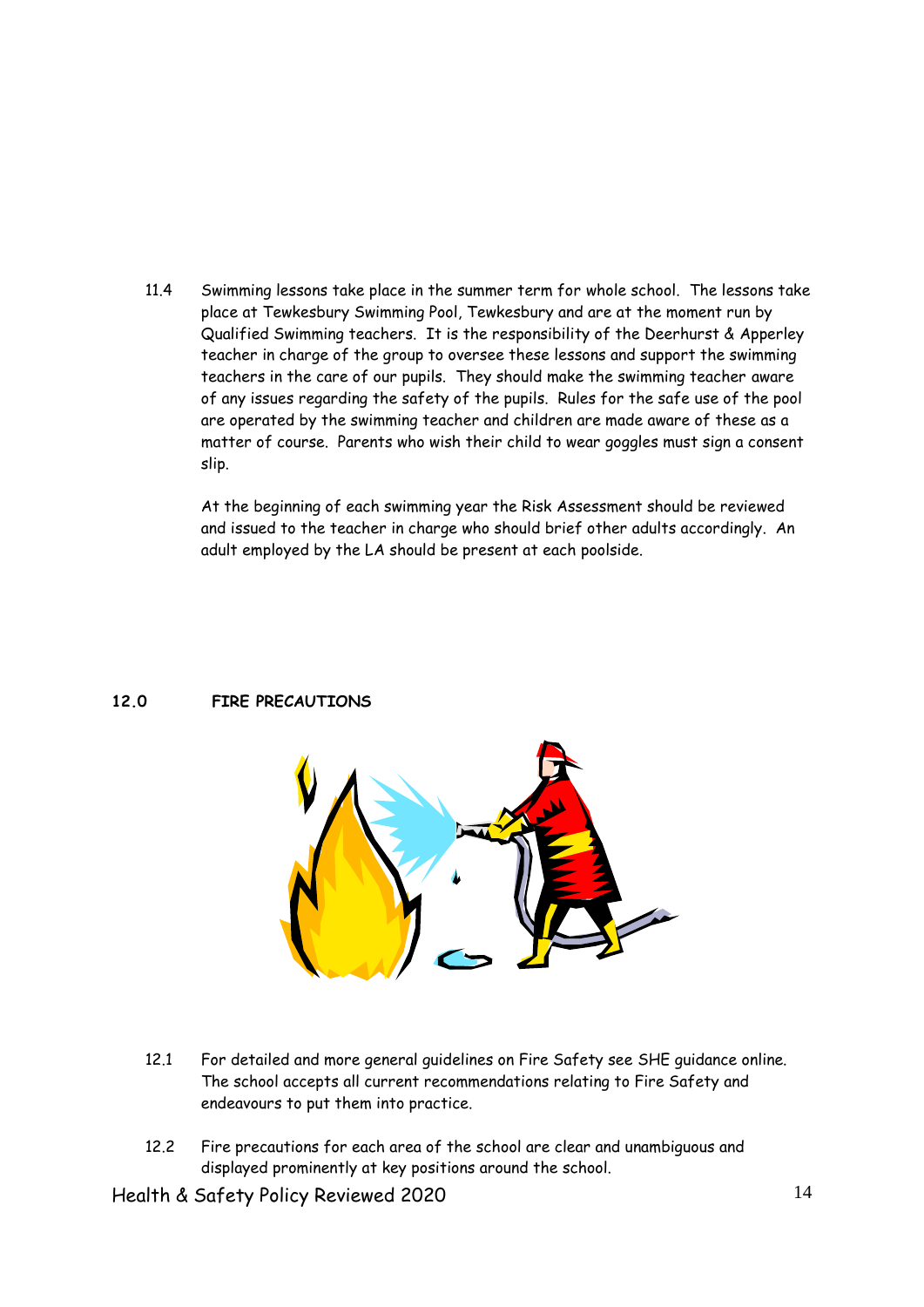11.4 Swimming lessons take place in the summer term for whole school. The lessons take place at Tewkesbury Swimming Pool, Tewkesbury and are at the moment run by Qualified Swimming teachers. It is the responsibility of the Deerhurst & Apperley teacher in charge of the group to oversee these lessons and support the swimming teachers in the care of our pupils. They should make the swimming teacher aware of any issues regarding the safety of the pupils. Rules for the safe use of the pool are operated by the swimming teacher and children are made aware of these as a matter of course. Parents who wish their child to wear goggles must sign a consent slip.

At the beginning of each swimming year the Risk Assessment should be reviewed and issued to the teacher in charge who should brief other adults accordingly. An adult employed by the LA should be present at each poolside.

## 12.0 FIRE PRECAUTIONS

12.1 For detailed and more general guidelines on Fire Safety see SHE guidance online. The school accepts all current recommendations relating to Fire Safety and endeavours to put them into practice.

12.2 Fire precautions for each area of the school are clear and unambiguous and displayed prominently at key positions around the school.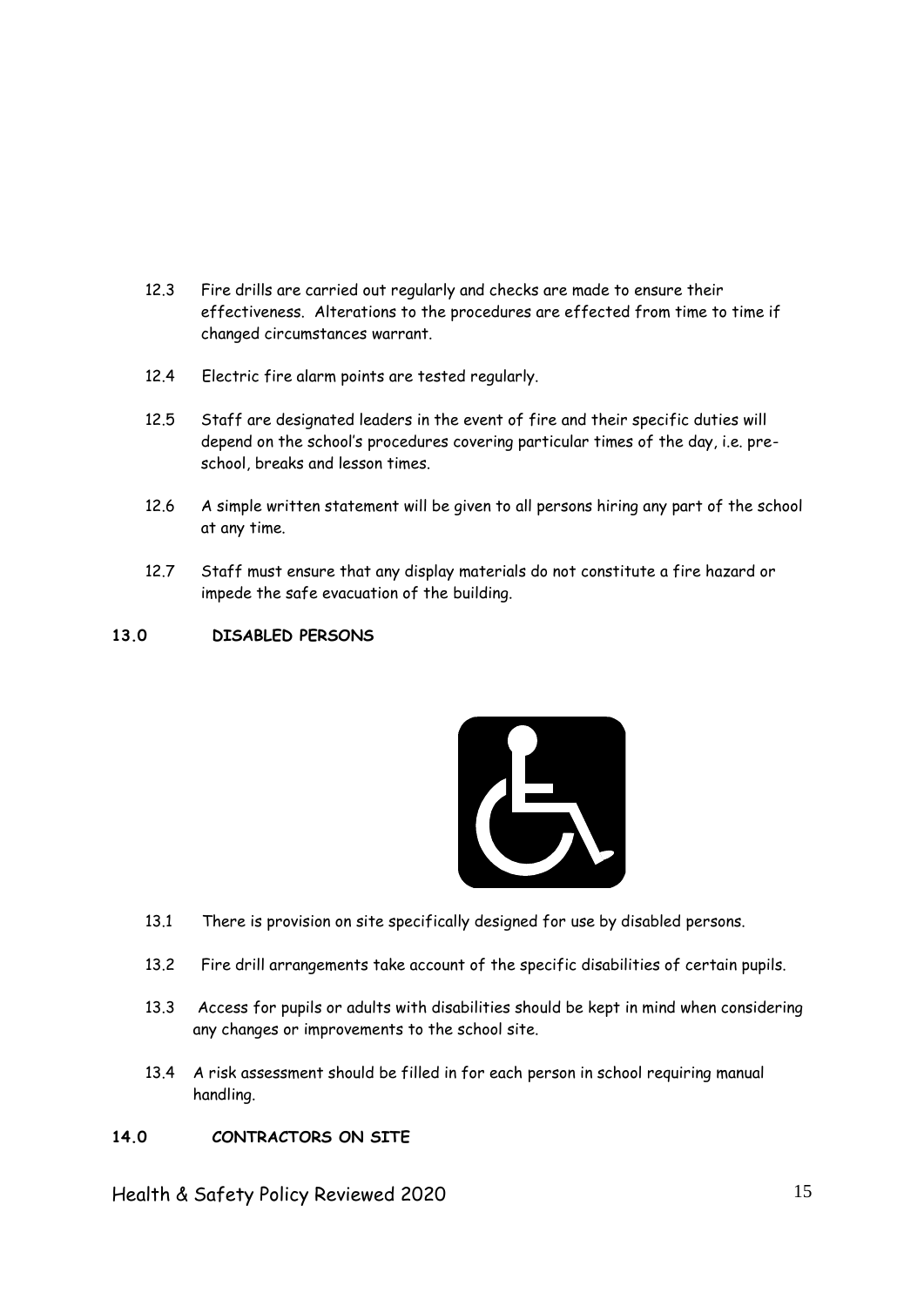12.3 Fire drills are carried out regularly and checks are made to ensure their effectiveness. Alterations to the procedures are effected from time to time if changed circumstances warrant.

12.4 Electric fire alarm points are tested regularly.

12.5 Staff are designated leaders in the event of fire and their specific duties will depend on the school's procedures covering particular times of the day, i.e. pre-school, breaks and lesson times.

12.6 A simple written statement will be given to all persons hiring any part of the school at any time.

12.7 Staff must ensure that any display materials do not constitute a fire hazard or impede the safe evacuation of the building.

## 13.0 DISABLED PERSONS

13.1 There is provision on site specifically designed for use by disabled persons.

13.2 Fire drill arrangements take account of the specific disabilities of certain pupils.

13.3 Access for pupils or adults with disabilities should be kept in mind when considering any changes or improvements to the school site.

13.4 A risk assessment should be filled in for each person in school requiring manual handling.

## 14.0 CONTRACTORS ON SITE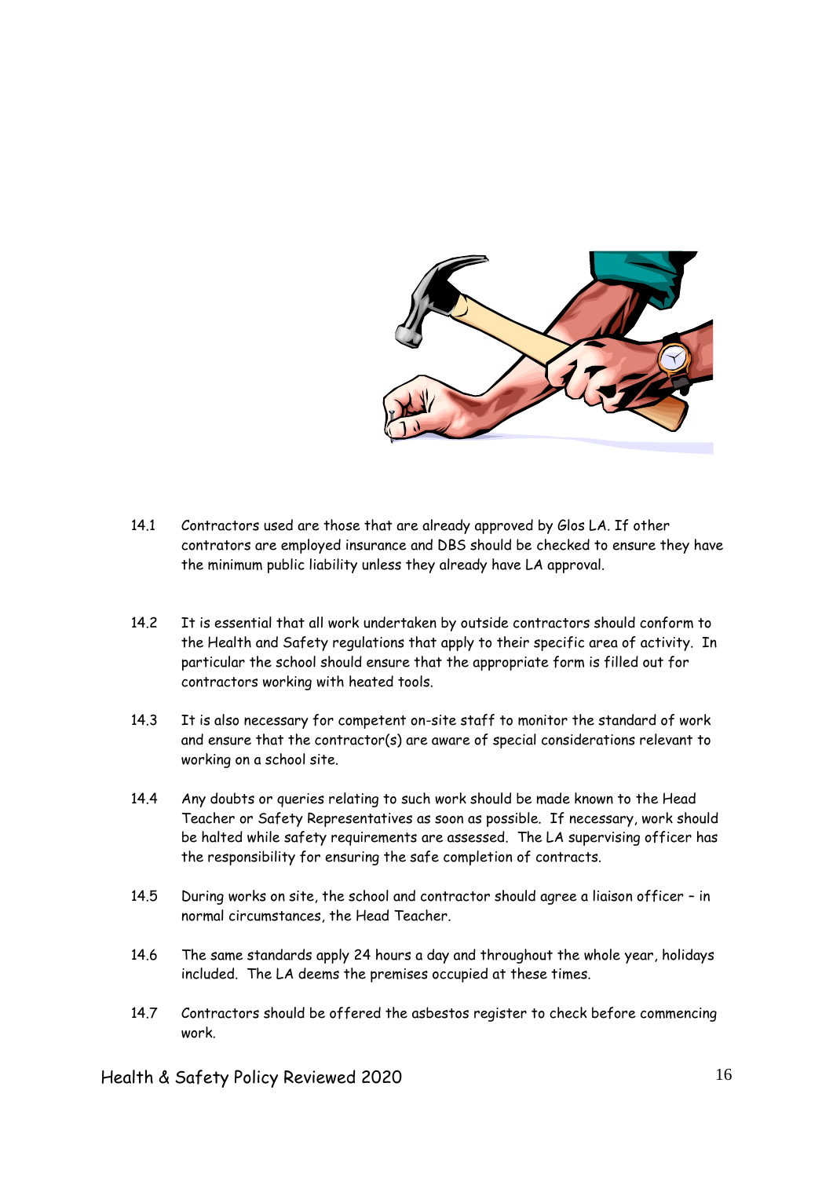14.1 Contractors used are those that are already approved by Glos LA. If other contrators are employed insurance and DBS should be checked to ensure they have the minimum public liability unless they already have LA approval.

14.2 It is essential that all work undertaken by outside contractors should conform to the Health and Safety regulations that apply to their specific area of activity. In particular the school should ensure that the appropriate form is filled out for contractors working with heated tools.

14.3 It is also necessary for competent on-site staff to monitor the standard of work and ensure that the contractor(s) are aware of special considerations relevant to working on a school site.

14.4 Any doubts or queries relating to such work should be made known to the Head Teacher or Safety Representatives as soon as possible. If necessary, work should be halted while safety requirements are assessed. The LA supervising officer has the responsibility for ensuring the safe completion of contracts.

14.5 During works on site, the school and contractor should agree a liaison officer – in normal circumstances, the Head Teacher.

14.6 The same standards apply 24 hours a day and throughout the whole year, holidays included. The LA deems the premises occupied at these times.

14.7 Contractors should be offered the asbestos register to check before commencing work.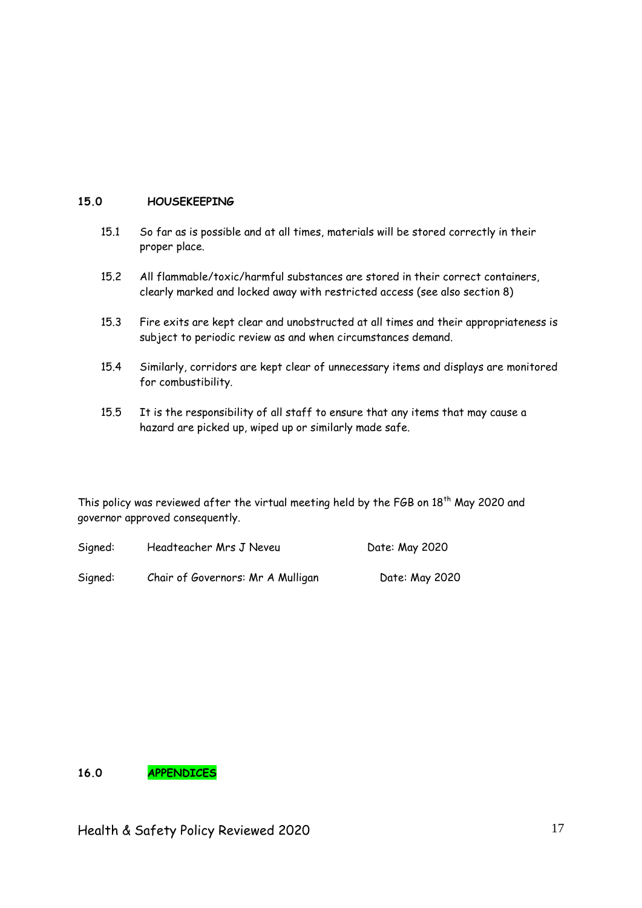## 15.0 HOUSEKEEPING

15.1 So far as is possible and at all times, materials will be stored correctly in their proper place.

15.2 All flammable/toxic/harmful substances are stored in their correct containers, clearly marked and locked away with restricted access (see also section 8)

15.3 Fire exits are kept clear and unobstructed at all times and their appropriateness is subject to periodic review as and when circumstances demand.

15.4 Similarly, corridors are kept clear of unnecessary items and displays are monitored for combustibility.

15.5 It is the responsibility of all staff to ensure that any items that may cause a hazard are picked up, wiped up or similarly made safe.

This policy was reviewed after the virtual meeting held by the FGB on 18th May 2020 and governor approved consequently.

Signed: Headteacher Mrs J Neveu Date: May 2020

Signed: Chair of Governors: Mr A Mulligan Date: May 2020

## 16.0 APPENDICES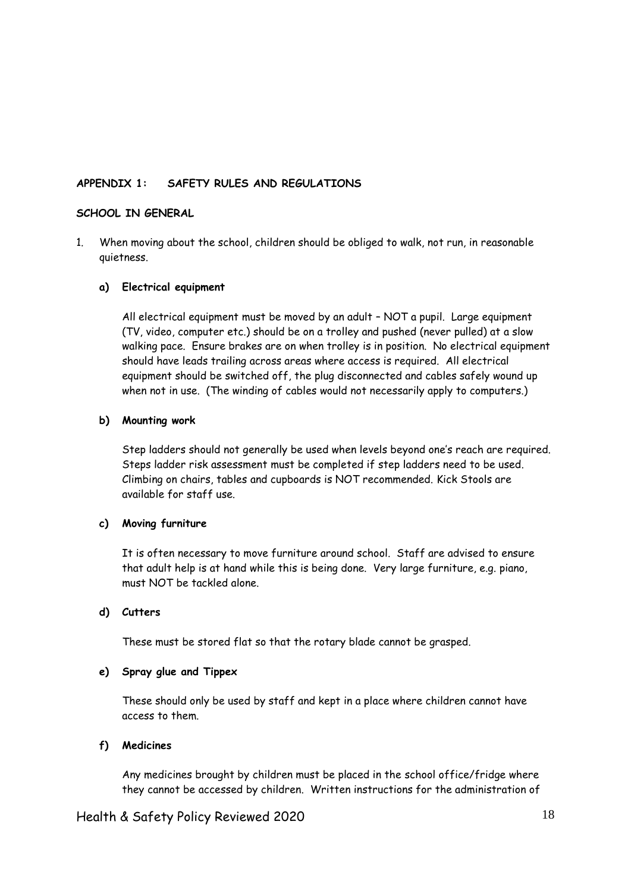## APPENDIX 1: SAFETY RULES AND REGULATIONS

### SCHOOL IN GENERAL

1. When moving about the school, children should be obliged to walk, not run, in reasonable quietness.

   **a) Electrical equipment**

   All electrical equipment must be moved by an adult – NOT a pupil. Large equipment (TV, video, computer etc.) should be on a trolley and pushed (never pulled) at a slow walking pace. Ensure brakes are on when trolley is in position. No electrical equipment should have leads trailing across areas where access is required. All electrical equipment should be switched off, the plug disconnected and cables safely wound up when not in use. (The winding of cables would not necessarily apply to computers.)

   **b) Mounting work**

   Step ladders should not generally be used when levels beyond one's reach are required. Steps ladder risk assessment must be completed if step ladders need to be used. Climbing on chairs, tables and cupboards is NOT recommended. Kick Stools are available for staff use.

   **c) Moving furniture**

   It is often necessary to move furniture around school. Staff are advised to ensure that adult help is at hand while this is being done. Very large furniture, e.g. piano, must NOT be tackled alone.

   **d) Cutters**

   These must be stored flat so that the rotary blade cannot be grasped.

   **e) Spray glue and Tippex**

   These should only be used by staff and kept in a place where children cannot have access to them.

   **f) Medicines**

   Any medicines brought by children must be placed in the school office/fridge where they cannot be accessed by children. Written instructions for the administration of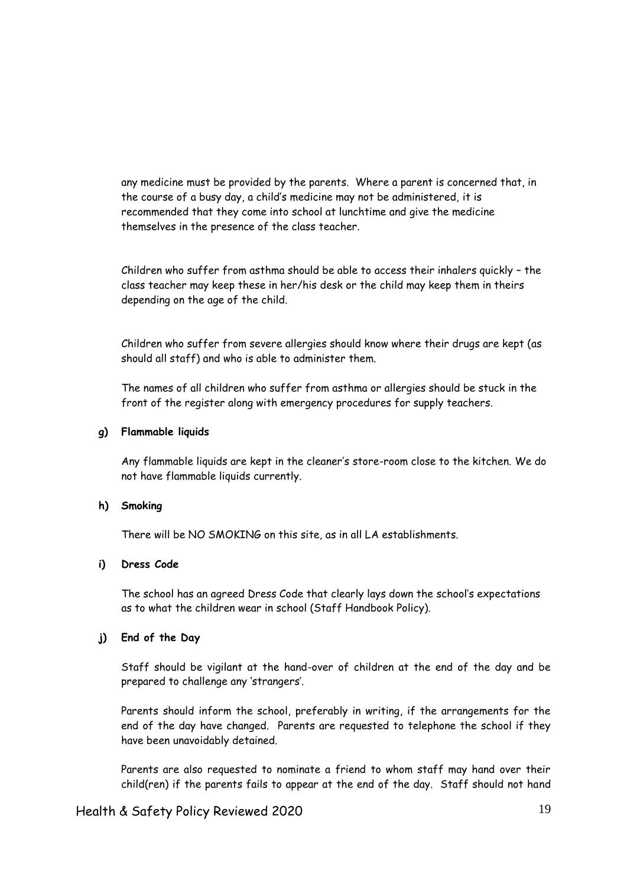any medicine must be provided by the parents. Where a parent is concerned that, in the course of a busy day, a child's medicine may not be administered, it is recommended that they come into school at lunchtime and give the medicine themselves in the presence of the class teacher.

Children who suffer from asthma should be able to access their inhalers quickly – the class teacher may keep these in her/his desk or the child may keep them in theirs depending on the age of the child.

Children who suffer from severe allergies should know where their drugs are kept (as should all staff) and who is able to administer them.

The names of all children who suffer from asthma or allergies should be stuck in the front of the register along with emergency procedures for supply teachers.

**g) Flammable liquids**

Any flammable liquids are kept in the cleaner's store-room close to the kitchen. We do not have flammable liquids currently.

**h) Smoking**

There will be NO SMOKING on this site, as in all LA establishments.

**i) Dress Code**

The school has an agreed Dress Code that clearly lays down the school's expectations as to what the children wear in school (Staff Handbook Policy).

**j) End of the Day**

Staff should be vigilant at the hand-over of children at the end of the day and be prepared to challenge any 'strangers'.

Parents should inform the school, preferably in writing, if the arrangements for the end of the day have changed. Parents are requested to telephone the school if they have been unavoidably detained.

Parents are also requested to nominate a friend to whom staff may hand over their child(ren) if the parents fails to appear at the end of the day. Staff should not hand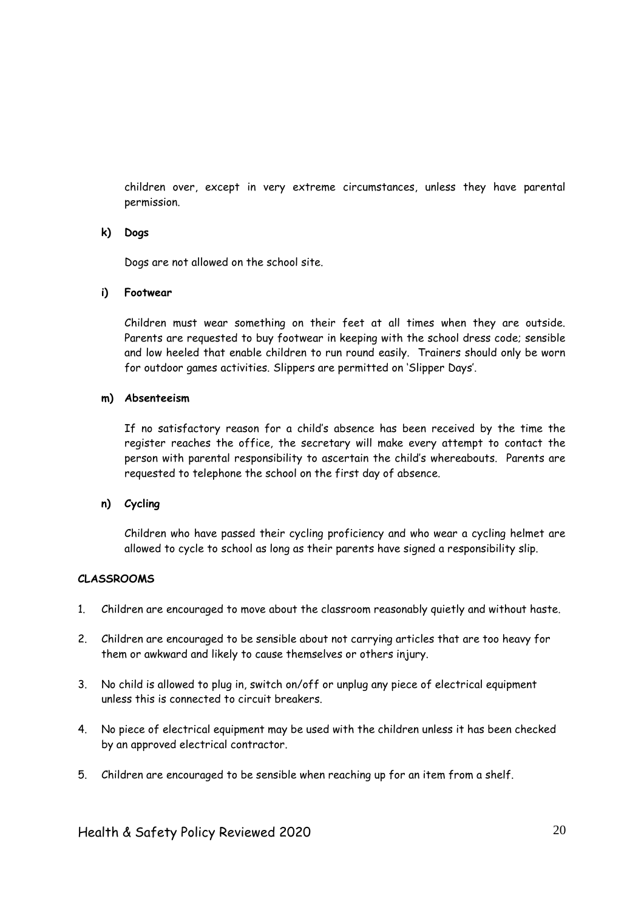children over, except in very extreme circumstances, unless they have parental permission.

**k) Dogs**

Dogs are not allowed on the school site.

**i) Footwear**

Children must wear something on their feet at all times when they are outside. Parents are requested to buy footwear in keeping with the school dress code; sensible and low heeled that enable children to run round easily. Trainers should only be worn for outdoor games activities. Slippers are permitted on 'Slipper Days'.

**m) Absenteeism**

If no satisfactory reason for a child's absence has been received by the time the register reaches the office, the secretary will make every attempt to contact the person with parental responsibility to ascertain the child's whereabouts. Parents are requested to telephone the school on the first day of absence.

**n) Cycling**

Children who have passed their cycling proficiency and who wear a cycling helmet are allowed to cycle to school as long as their parents have signed a responsibility slip.

**CLASSROOMS**

1. Children are encouraged to move about the classroom reasonably quietly and without haste.
2. Children are encouraged to be sensible about not carrying articles that are too heavy for them or awkward and likely to cause themselves or others injury.
3. No child is allowed to plug in, switch on/off or unplug any piece of electrical equipment unless this is connected to circuit breakers.
4. No piece of electrical equipment may be used with the children unless it has been checked by an approved electrical contractor.
5. Children are encouraged to be sensible when reaching up for an item from a shelf.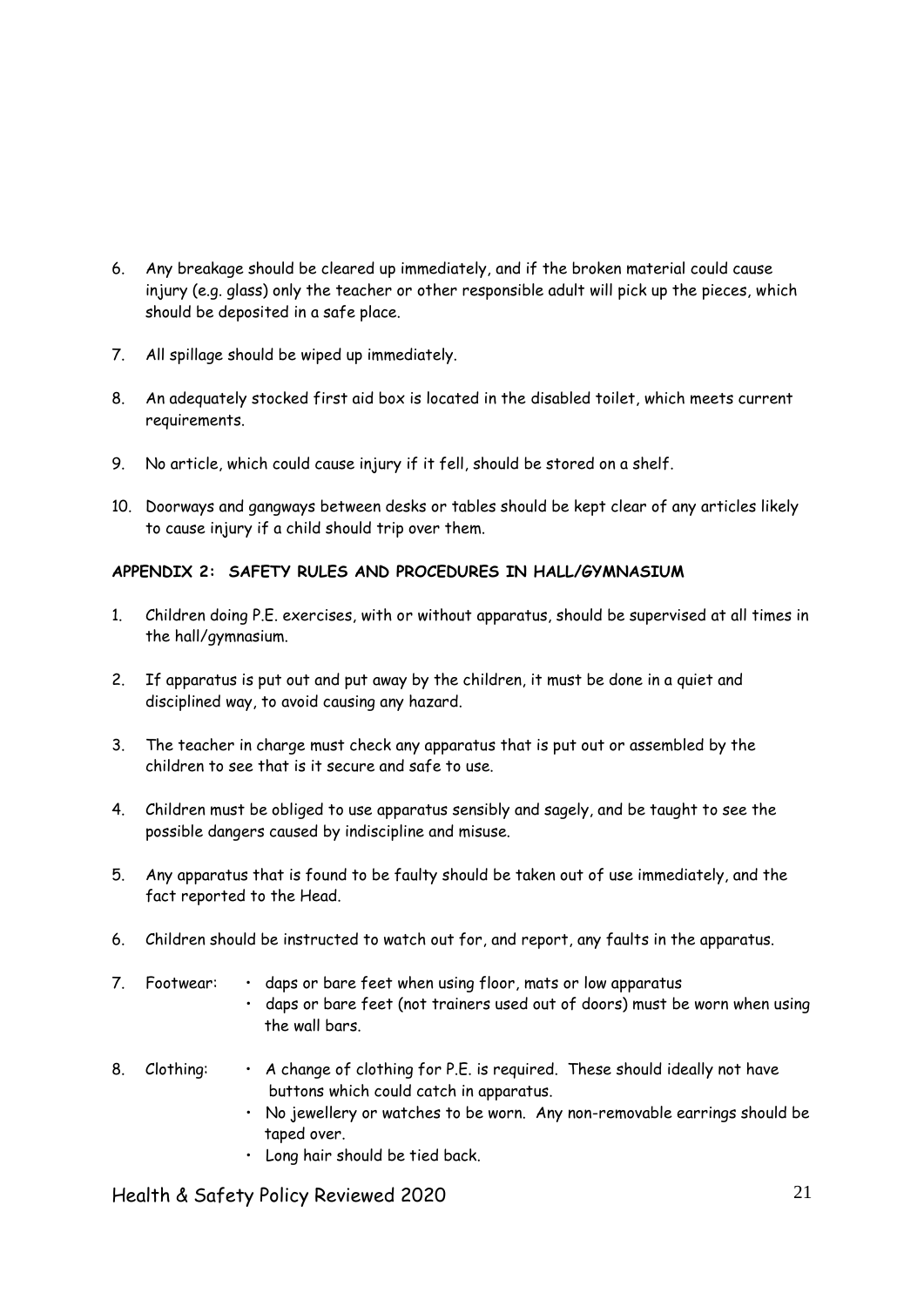6. Any breakage should be cleared up immediately, and if the broken material could cause injury (e.g. glass) only the teacher or other responsible adult will pick up the pieces, which should be deposited in a safe place.

7. All spillage should be wiped up immediately.

8. An adequately stocked first aid box is located in the disabled toilet, which meets current requirements.

9. No article, which could cause injury if it fell, should be stored on a shelf.

10. Doorways and gangways between desks or tables should be kept clear of any articles likely to cause injury if a child should trip over them.

**APPENDIX 2: SAFETY RULES AND PROCEDURES IN HALL/GYMNASIUM**

1. Children doing P.E. exercises, with or without apparatus, should be supervised at all times in the hall/gymnasium.

2. If apparatus is put out and put away by the children, it must be done in a quiet and disciplined way, to avoid causing any hazard.

3. The teacher in charge must check any apparatus that is put out or assembled by the children to see that is it secure and safe to use.

4. Children must be obliged to use apparatus sensibly and sagely, and be taught to see the possible dangers caused by indiscipline and misuse.

5. Any apparatus that is found to be faulty should be taken out of use immediately, and the fact reported to the Head.

6. Children should be instructed to watch out for, and report, any faults in the apparatus.

7. Footwear:
   - daps or bare feet when using floor, mats or low apparatus
   - daps or bare feet (not trainers used out of doors) must be worn when using the wall bars.

8. Clothing:
   - A change of clothing for P.E. is required. These should ideally not have buttons which could catch in apparatus.
   - No jewellery or watches to be worn. Any non-removable earrings should be taped over.
   - Long hair should be tied back.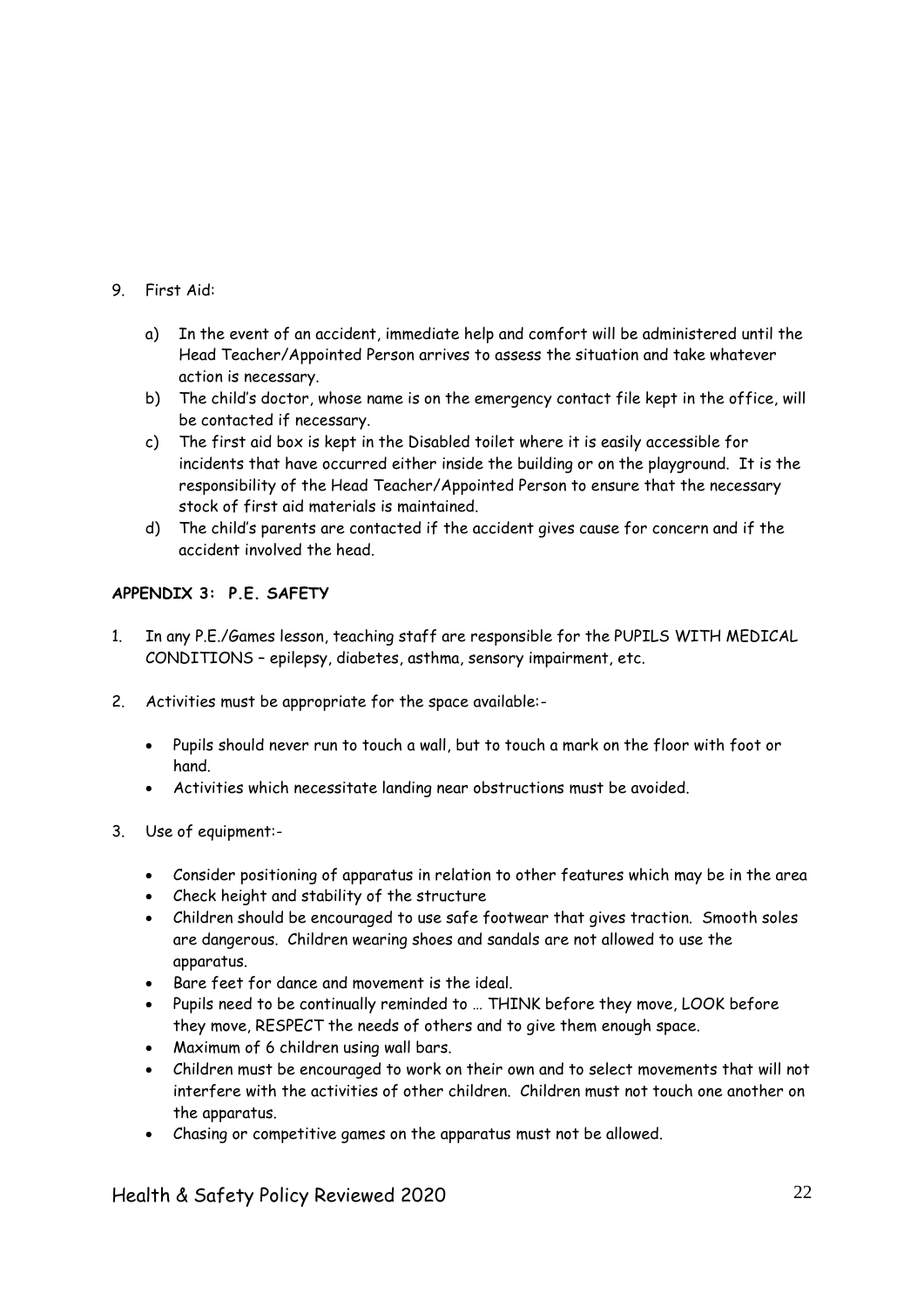9. First Aid:

   a) In the event of an accident, immediate help and comfort will be administered until the Head Teacher/Appointed Person arrives to assess the situation and take whatever action is necessary.
   b) The child's doctor, whose name is on the emergency contact file kept in the office, will be contacted if necessary.
   c) The first aid box is kept in the Disabled toilet where it is easily accessible for incidents that have occurred either inside the building or on the playground. It is the responsibility of the Head Teacher/Appointed Person to ensure that the necessary stock of first aid materials is maintained.
   d) The child's parents are contacted if the accident gives cause for concern and if the accident involved the head.

**APPENDIX 3: P.E. SAFETY**

1. In any P.E./Games lesson, teaching staff are responsible for the PUPILS WITH MEDICAL CONDITIONS – epilepsy, diabetes, asthma, sensory impairment, etc.

2. Activities must be appropriate for the space available:-

   - Pupils should never run to touch a wall, but to touch a mark on the floor with foot or hand.
   - Activities which necessitate landing near obstructions must be avoided.

3. Use of equipment:-

   - Consider positioning of apparatus in relation to other features which may be in the area
   - Check height and stability of the structure
   - Children should be encouraged to use safe footwear that gives traction. Smooth soles are dangerous. Children wearing shoes and sandals are not allowed to use the apparatus.
   - Bare feet for dance and movement is the ideal.
   - Pupils need to be continually reminded to … THINK before they move, LOOK before they move, RESPECT the needs of others and to give them enough space.
   - Maximum of 6 children using wall bars.
   - Children must be encouraged to work on their own and to select movements that will not interfere with the activities of other children. Children must not touch one another on the apparatus.
   - Chasing or competitive games on the apparatus must not be allowed.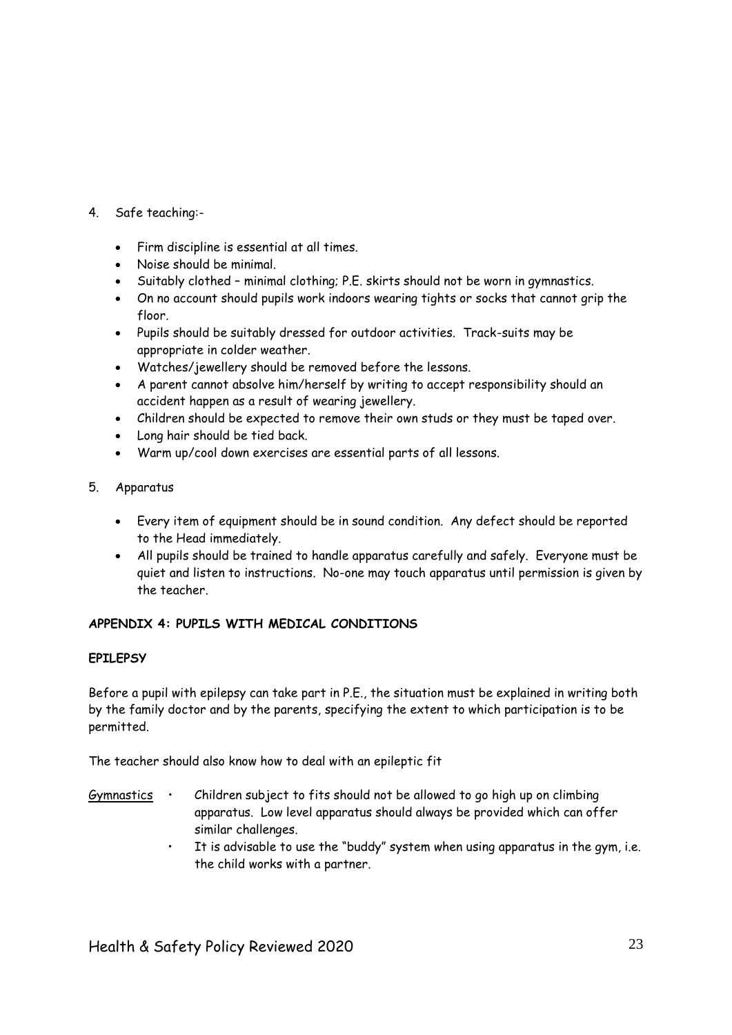4. Safe teaching:-

    - Firm discipline is essential at all times.
    - Noise should be minimal.
    - Suitably clothed – minimal clothing; P.E. skirts should not be worn in gymnastics.
    - On no account should pupils work indoors wearing tights or socks that cannot grip the floor.
    - Pupils should be suitably dressed for outdoor activities. Track-suits may be appropriate in colder weather.
    - Watches/jewellery should be removed before the lessons.
    - A parent cannot absolve him/herself by writing to accept responsibility should an accident happen as a result of wearing jewellery.
    - Children should be expected to remove their own studs or they must be taped over.
    - Long hair should be tied back.
    - Warm up/cool down exercises are essential parts of all lessons.

5. Apparatus

    - Every item of equipment should be in sound condition. Any defect should be reported to the Head immediately.
    - All pupils should be trained to handle apparatus carefully and safely. Everyone must be quiet and listen to instructions. No-one may touch apparatus until permission is given by the teacher.

**APPENDIX 4: PUPILS WITH MEDICAL CONDITIONS**

**EPILEPSY**

Before a pupil with epilepsy can take part in P.E., the situation must be explained in writing both by the family doctor and by the parents, specifying the extent to which participation is to be permitted.

The teacher should also know how to deal with an epileptic fit

Gymnastics

- Children subject to fits should not be allowed to go high up on climbing apparatus. Low level apparatus should always be provided which can offer similar challenges.
- It is advisable to use the "buddy" system when using apparatus in the gym, i.e. the child works with a partner.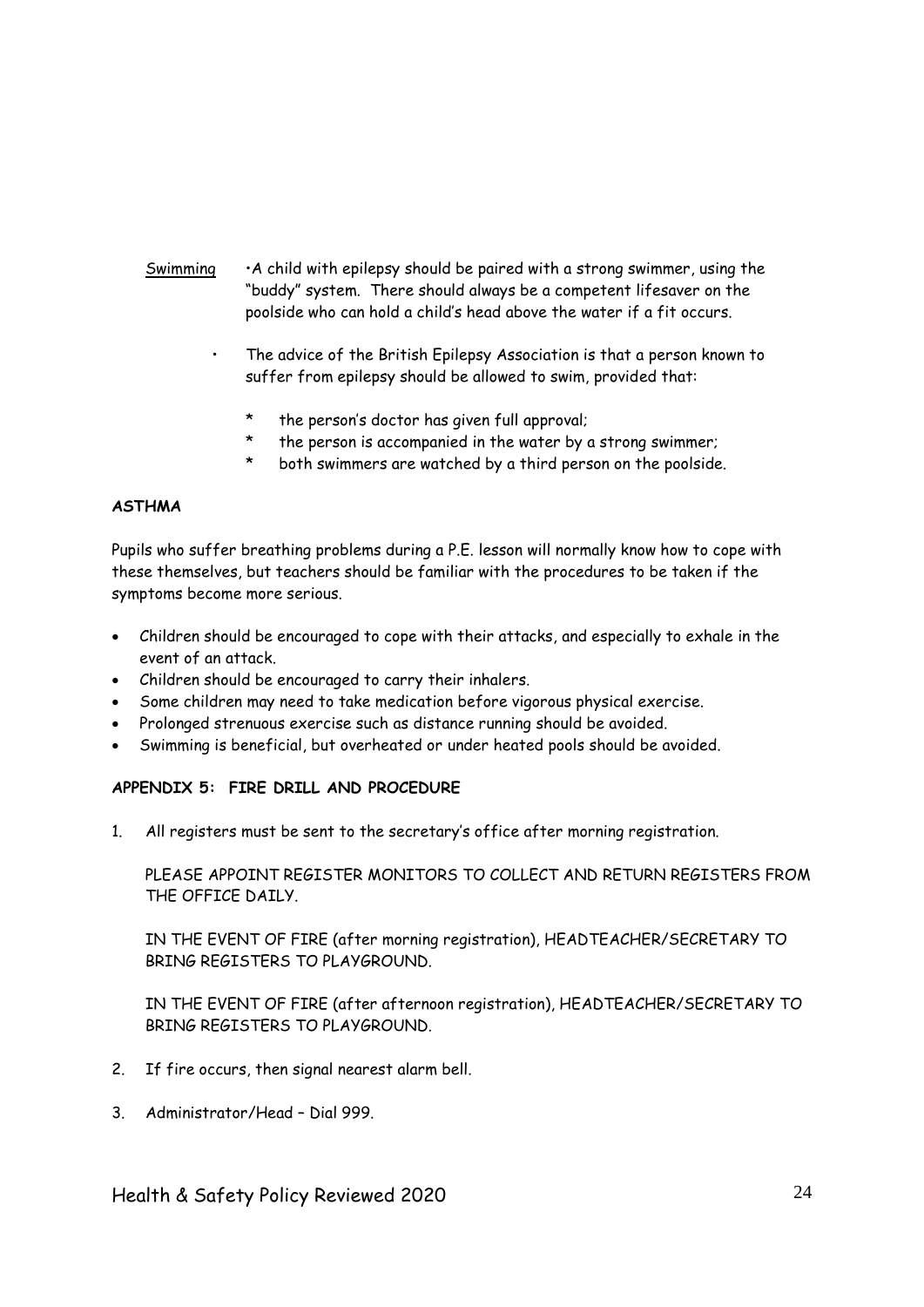Swimming

- A child with epilepsy should be paired with a strong swimmer, using the "buddy" system. There should always be a competent lifesaver on the poolside who can hold a child's head above the water if a fit occurs.

- The advice of the British Epilepsy Association is that a person known to suffer from epilepsy should be allowed to swim, provided that:

  * the person's doctor has given full approval;
  * the person is accompanied in the water by a strong swimmer;
  * both swimmers are watched by a third person on the poolside.

**ASTHMA**

Pupils who suffer breathing problems during a P.E. lesson will normally know how to cope with these themselves, but teachers should be familiar with the procedures to be taken if the symptoms become more serious.

- Children should be encouraged to cope with their attacks, and especially to exhale in the event of an attack.
- Children should be encouraged to carry their inhalers.
- Some children may need to take medication before vigorous physical exercise.
- Prolonged strenuous exercise such as distance running should be avoided.
- Swimming is beneficial, but overheated or under heated pools should be avoided.

**APPENDIX 5: FIRE DRILL AND PROCEDURE**

1. All registers must be sent to the secretary's office after morning registration.

   PLEASE APPOINT REGISTER MONITORS TO COLLECT AND RETURN REGISTERS FROM THE OFFICE DAILY.

   IN THE EVENT OF FIRE (after morning registration), HEADTEACHER/SECRETARY TO BRING REGISTERS TO PLAYGROUND.

   IN THE EVENT OF FIRE (after afternoon registration), HEADTEACHER/SECRETARY TO BRING REGISTERS TO PLAYGROUND.

2. If fire occurs, then signal nearest alarm bell.

3. Administrator/Head – Dial 999.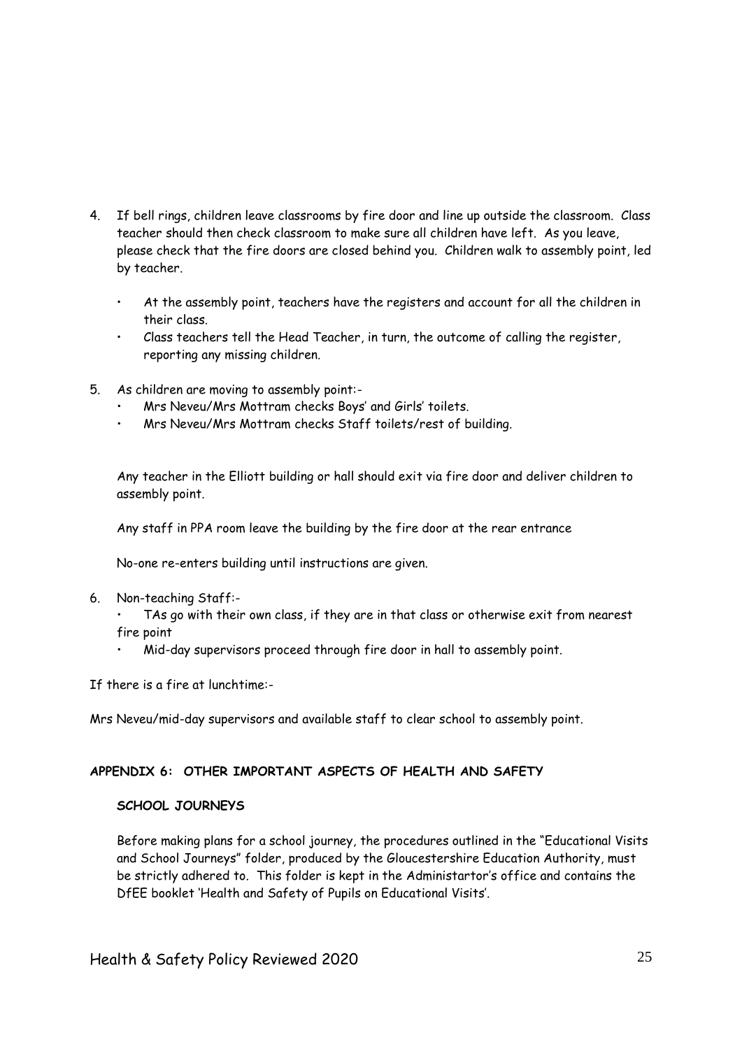4. If bell rings, children leave classrooms by fire door and line up outside the classroom. Class teacher should then check classroom to make sure all children have left. As you leave, please check that the fire doors are closed behind you. Children walk to assembly point, led by teacher.

   - At the assembly point, teachers have the registers and account for all the children in their class.
   - Class teachers tell the Head Teacher, in turn, the outcome of calling the register, reporting any missing children.

5. As children are moving to assembly point:-
   - Mrs Neveu/Mrs Mottram checks Boys' and Girls' toilets.
   - Mrs Neveu/Mrs Mottram checks Staff toilets/rest of building.

   Any teacher in the Elliott building or hall should exit via fire door and deliver children to assembly point.

   Any staff in PPA room leave the building by the fire door at the rear entrance

   No-one re-enters building until instructions are given.

6. Non-teaching Staff:-
   - TAs go with their own class, if they are in that class or otherwise exit from nearest fire point
   - Mid-day supervisors proceed through fire door in hall to assembly point.

If there is a fire at lunchtime:-

Mrs Neveu/mid-day supervisors and available staff to clear school to assembly point.

**APPENDIX 6: OTHER IMPORTANT ASPECTS OF HEALTH AND SAFETY**

**SCHOOL JOURNEYS**

Before making plans for a school journey, the procedures outlined in the "Educational Visits and School Journeys" folder, produced by the Gloucestershire Education Authority, must be strictly adhered to. This folder is kept in the Administartor's office and contains the DfEE booklet 'Health and Safety of Pupils on Educational Visits'.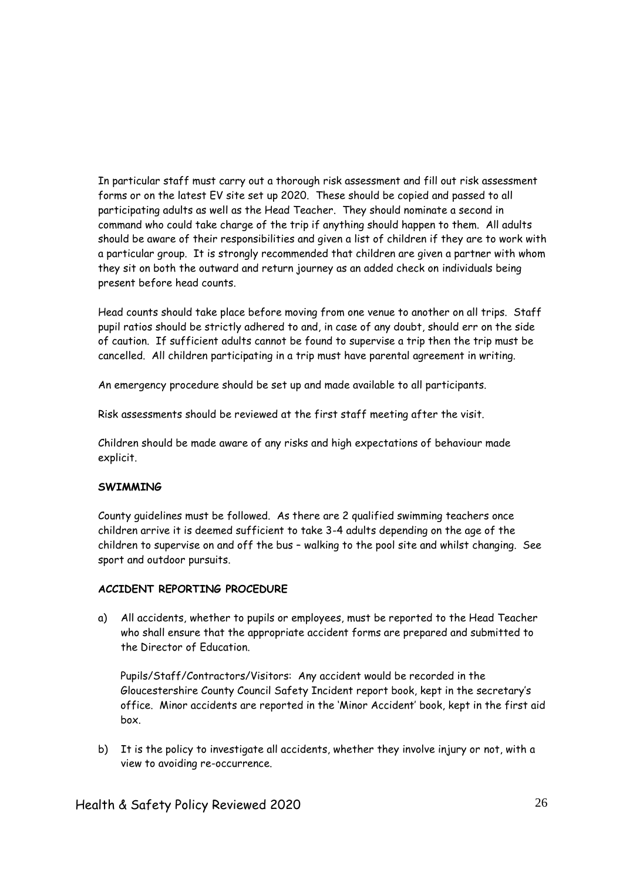In particular staff must carry out a thorough risk assessment and fill out risk assessment forms or on the latest EV site set up 2020. These should be copied and passed to all participating adults as well as the Head Teacher. They should nominate a second in command who could take charge of the trip if anything should happen to them. All adults should be aware of their responsibilities and given a list of children if they are to work with a particular group. It is strongly recommended that children are given a partner with whom they sit on both the outward and return journey as an added check on individuals being present before head counts.

Head counts should take place before moving from one venue to another on all trips. Staff pupil ratios should be strictly adhered to and, in case of any doubt, should err on the side of caution. If sufficient adults cannot be found to supervise a trip then the trip must be cancelled. All children participating in a trip must have parental agreement in writing.

An emergency procedure should be set up and made available to all participants.

Risk assessments should be reviewed at the first staff meeting after the visit.

Children should be made aware of any risks and high expectations of behaviour made explicit.

**SWIMMING**

County guidelines must be followed. As there are 2 qualified swimming teachers once children arrive it is deemed sufficient to take 3-4 adults depending on the age of the children to supervise on and off the bus – walking to the pool site and whilst changing. See sport and outdoor pursuits.

**ACCIDENT REPORTING PROCEDURE**

a) All accidents, whether to pupils or employees, must be reported to the Head Teacher who shall ensure that the appropriate accident forms are prepared and submitted to the Director of Education.

   Pupils/Staff/Contractors/Visitors: Any accident would be recorded in the Gloucestershire County Council Safety Incident report book, kept in the secretary's office. Minor accidents are reported in the 'Minor Accident' book, kept in the first aid box.

b) It is the policy to investigate all accidents, whether they involve injury or not, with a view to avoiding re-occurrence.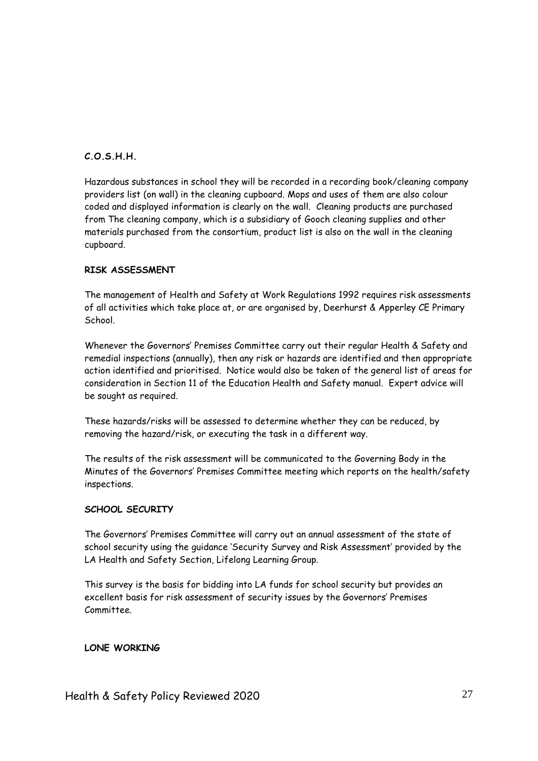**C.O.S.H.H.**

Hazardous substances in school they will be recorded in a recording book/cleaning company providers list (on wall) in the cleaning cupboard. Mops and uses of them are also colour coded and displayed information is clearly on the wall. Cleaning products are purchased from The cleaning company, which is a subsidiary of Gooch cleaning supplies and other materials purchased from the consortium, product list is also on the wall in the cleaning cupboard.

**RISK ASSESSMENT**

The management of Health and Safety at Work Regulations 1992 requires risk assessments of all activities which take place at, or are organised by, Deerhurst & Apperley CE Primary School.

Whenever the Governors' Premises Committee carry out their regular Health & Safety and remedial inspections (annually), then any risk or hazards are identified and then appropriate action identified and prioritised. Notice would also be taken of the general list of areas for consideration in Section 11 of the Education Health and Safety manual. Expert advice will be sought as required.

These hazards/risks will be assessed to determine whether they can be reduced, by removing the hazard/risk, or executing the task in a different way.

The results of the risk assessment will be communicated to the Governing Body in the Minutes of the Governors' Premises Committee meeting which reports on the health/safety inspections.

**SCHOOL SECURITY**

The Governors' Premises Committee will carry out an annual assessment of the state of school security using the guidance 'Security Survey and Risk Assessment' provided by the LA Health and Safety Section, Lifelong Learning Group.

This survey is the basis for bidding into LA funds for school security but provides an excellent basis for risk assessment of security issues by the Governors' Premises Committee.

**LONE WORKING**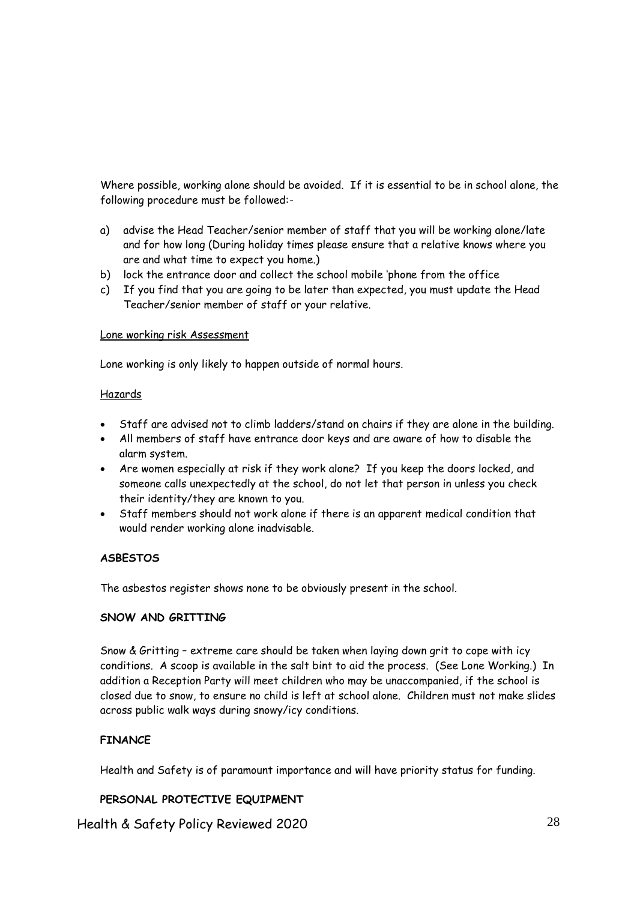Where possible, working alone should be avoided. If it is essential to be in school alone, the following procedure must be followed:-

a) advise the Head Teacher/senior member of staff that you will be working alone/late and for how long (During holiday times please ensure that a relative knows where you are and what time to expect you home.)
b) lock the entrance door and collect the school mobile 'phone from the office
c) If you find that you are going to be later than expected, you must update the Head Teacher/senior member of staff or your relative.

Lone working risk Assessment

Lone working is only likely to happen outside of normal hours.

Hazards

- Staff are advised not to climb ladders/stand on chairs if they are alone in the building.
- All members of staff have entrance door keys and are aware of how to disable the alarm system.
- Are women especially at risk if they work alone? If you keep the doors locked, and someone calls unexpectedly at the school, do not let that person in unless you check their identity/they are known to you.
- Staff members should not work alone if there is an apparent medical condition that would render working alone inadvisable.

**ASBESTOS**

The asbestos register shows none to be obviously present in the school.

**SNOW AND GRITTING**

Snow & Gritting – extreme care should be taken when laying down grit to cope with icy conditions. A scoop is available in the salt bint to aid the process. (See Lone Working.) In addition a Reception Party will meet children who may be unaccompanied, if the school is closed due to snow, to ensure no child is left at school alone. Children must not make slides across public walk ways during snowy/icy conditions.

**FINANCE**

Health and Safety is of paramount importance and will have priority status for funding.

**PERSONAL PROTECTIVE EQUIPMENT**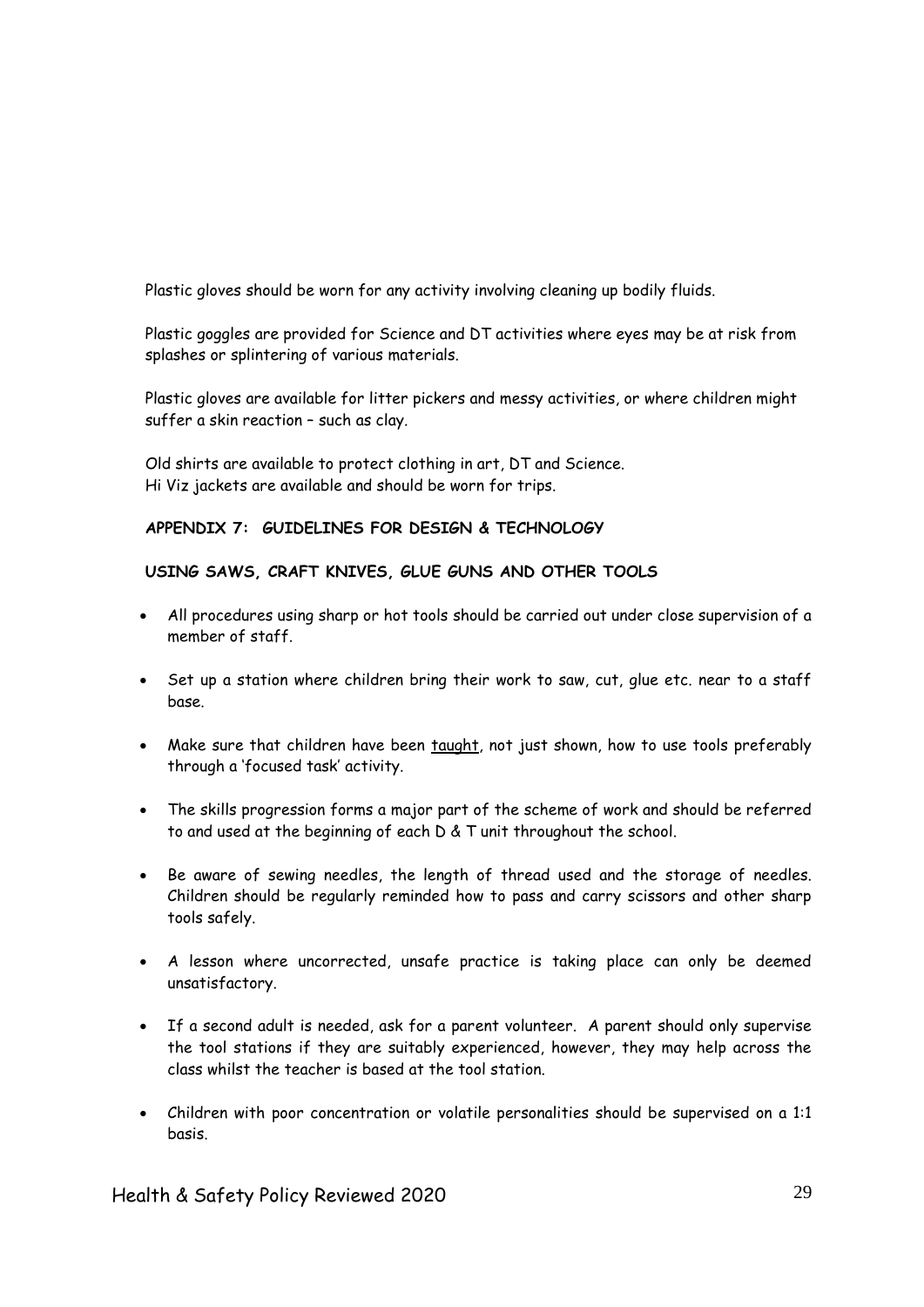Plastic gloves should be worn for any activity involving cleaning up bodily fluids.

Plastic goggles are provided for Science and DT activities where eyes may be at risk from splashes or splintering of various materials.

Plastic gloves are available for litter pickers and messy activities, or where children might suffer a skin reaction – such as clay.

Old shirts are available to protect clothing in art, DT and Science.
Hi Viz jackets are available and should be worn for trips.

**APPENDIX 7: GUIDELINES FOR DESIGN & TECHNOLOGY**

**USING SAWS, CRAFT KNIVES, GLUE GUNS AND OTHER TOOLS**

- All procedures using sharp or hot tools should be carried out under close supervision of a member of staff.
- Set up a station where children bring their work to saw, cut, glue etc. near to a staff base.
- Make sure that children have been <u>taught</u>, not just shown, how to use tools preferably through a 'focused task' activity.
- The skills progression forms a major part of the scheme of work and should be referred to and used at the beginning of each D & T unit throughout the school.
- Be aware of sewing needles, the length of thread used and the storage of needles. Children should be regularly reminded how to pass and carry scissors and other sharp tools safely.
- A lesson where uncorrected, unsafe practice is taking place can only be deemed unsatisfactory.
- If a second adult is needed, ask for a parent volunteer. A parent should only supervise the tool stations if they are suitably experienced, however, they may help across the class whilst the teacher is based at the tool station.
- Children with poor concentration or volatile personalities should be supervised on a 1:1 basis.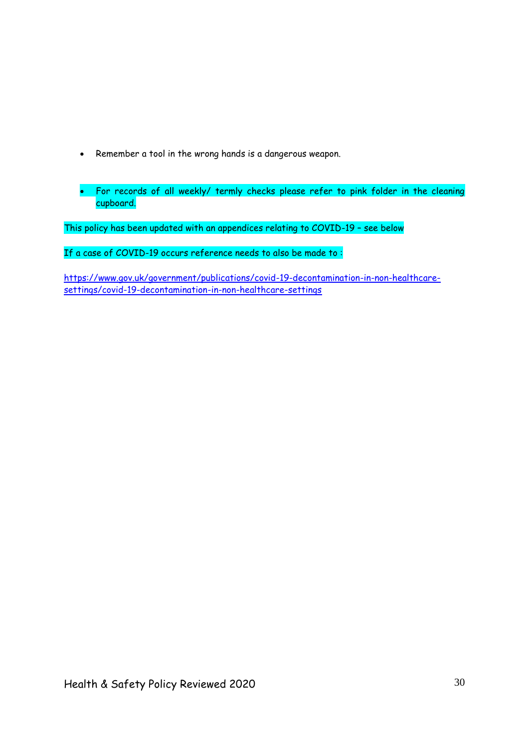- Remember a tool in the wrong hands is a dangerous weapon.

- For records of all weekly/ termly checks please refer to pink folder in the cleaning cupboard.

This policy has been updated with an appendices relating to COVID-19 – see below

If a case of COVID-19 occurs reference needs to also be made to :

[https://www.gov.uk/government/publications/covid-19-decontamination-in-non-healthcare-settings/covid-19-decontamination-in-non-healthcare-settings](https://www.gov.uk/government/publications/covid-19-decontamination-in-non-healthcare-settings/covid-19-decontamination-in-non-healthcare-settings)